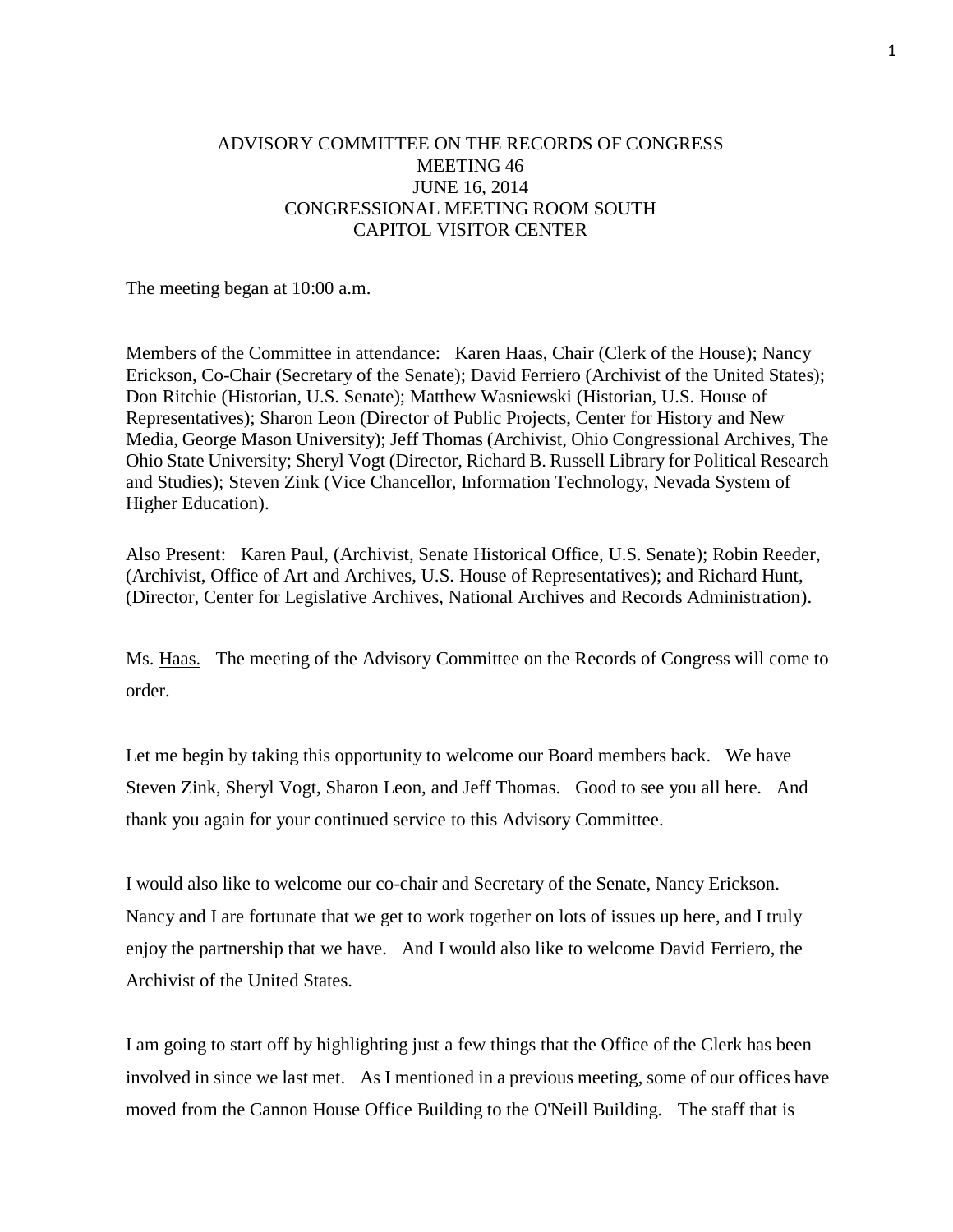# ADVISORY COMMITTEE ON THE RECORDS OF CONGRESS
## MEETING 46
## JUNE 16, 2014
## CONGRESSIONAL MEETING ROOM SOUTH
## CAPITOL VISITOR CENTER

The meeting began at 10:00 a.m.

Members of the Committee in attendance: Karen Haas, Chair (Clerk of the House); Nancy Erickson, Co-Chair (Secretary of the Senate); David Ferriero (Archivist of the United States); Don Ritchie (Historian, U.S. Senate); Matthew Wasniewski (Historian, U.S. House of Representatives); Sharon Leon (Director of Public Projects, Center for History and New Media, George Mason University); Jeff Thomas (Archivist, Ohio Congressional Archives, The Ohio State University; Sheryl Vogt (Director, Richard B. Russell Library for Political Research and Studies); Steven Zink (Vice Chancellor, Information Technology, Nevada System of Higher Education).

Also Present: Karen Paul, (Archivist, Senate Historical Office, U.S. Senate); Robin Reeder, (Archivist, Office of Art and Archives, U.S. House of Representatives); and Richard Hunt, (Director, Center for Legislative Archives, National Archives and Records Administration).

Ms. Haas. The meeting of the Advisory Committee on the Records of Congress will come to order.

Let me begin by taking this opportunity to welcome our Board members back. We have Steven Zink, Sheryl Vogt, Sharon Leon, and Jeff Thomas. Good to see you all here. And thank you again for your continued service to this Advisory Committee.

I would also like to welcome our co-chair and Secretary of the Senate, Nancy Erickson. Nancy and I are fortunate that we get to work together on lots of issues up here, and I truly enjoy the partnership that we have. And I would also like to welcome David Ferriero, the Archivist of the United States.

I am going to start off by highlighting just a few things that the Office of the Clerk has been involved in since we last met. As I mentioned in a previous meeting, some of our offices have moved from the Cannon House Office Building to the O'Neill Building. The staff that is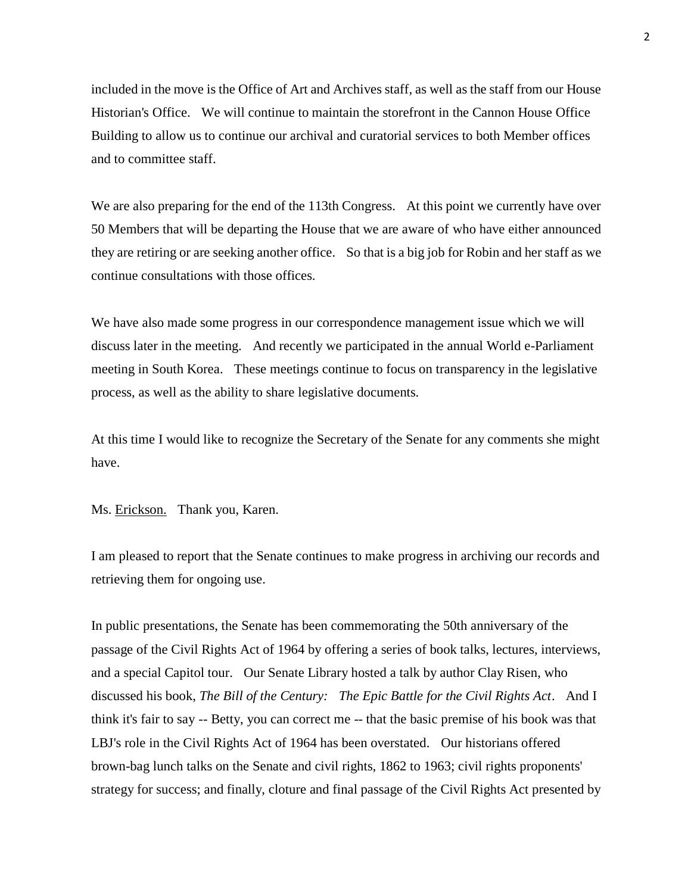included in the move is the Office of Art and Archives staff, as well as the staff from our House Historian's Office. We will continue to maintain the storefront in the Cannon House Office Building to allow us to continue our archival and curatorial services to both Member offices and to committee staff.

We are also preparing for the end of the 113th Congress. At this point we currently have over 50 Members that will be departing the House that we are aware of who have either announced they are retiring or are seeking another office. So that is a big job for Robin and her staff as we continue consultations with those offices.

We have also made some progress in our correspondence management issue which we will discuss later in the meeting. And recently we participated in the annual World e-Parliament meeting in South Korea. These meetings continue to focus on transparency in the legislative process, as well as the ability to share legislative documents.

At this time I would like to recognize the Secretary of the Senate for any comments she might have.

Ms. Erickson. Thank you, Karen.

I am pleased to report that the Senate continues to make progress in archiving our records and retrieving them for ongoing use.

In public presentations, the Senate has been commemorating the 50th anniversary of the passage of the Civil Rights Act of 1964 by offering a series of book talks, lectures, interviews, and a special Capitol tour. Our Senate Library hosted a talk by author Clay Risen, who discussed his book, *The Bill of the Century: The Epic Battle for the Civil Rights Act*. And I think it's fair to say -- Betty, you can correct me -- that the basic premise of his book was that LBJ's role in the Civil Rights Act of 1964 has been overstated. Our historians offered brown-bag lunch talks on the Senate and civil rights, 1862 to 1963; civil rights proponents' strategy for success; and finally, cloture and final passage of the Civil Rights Act presented by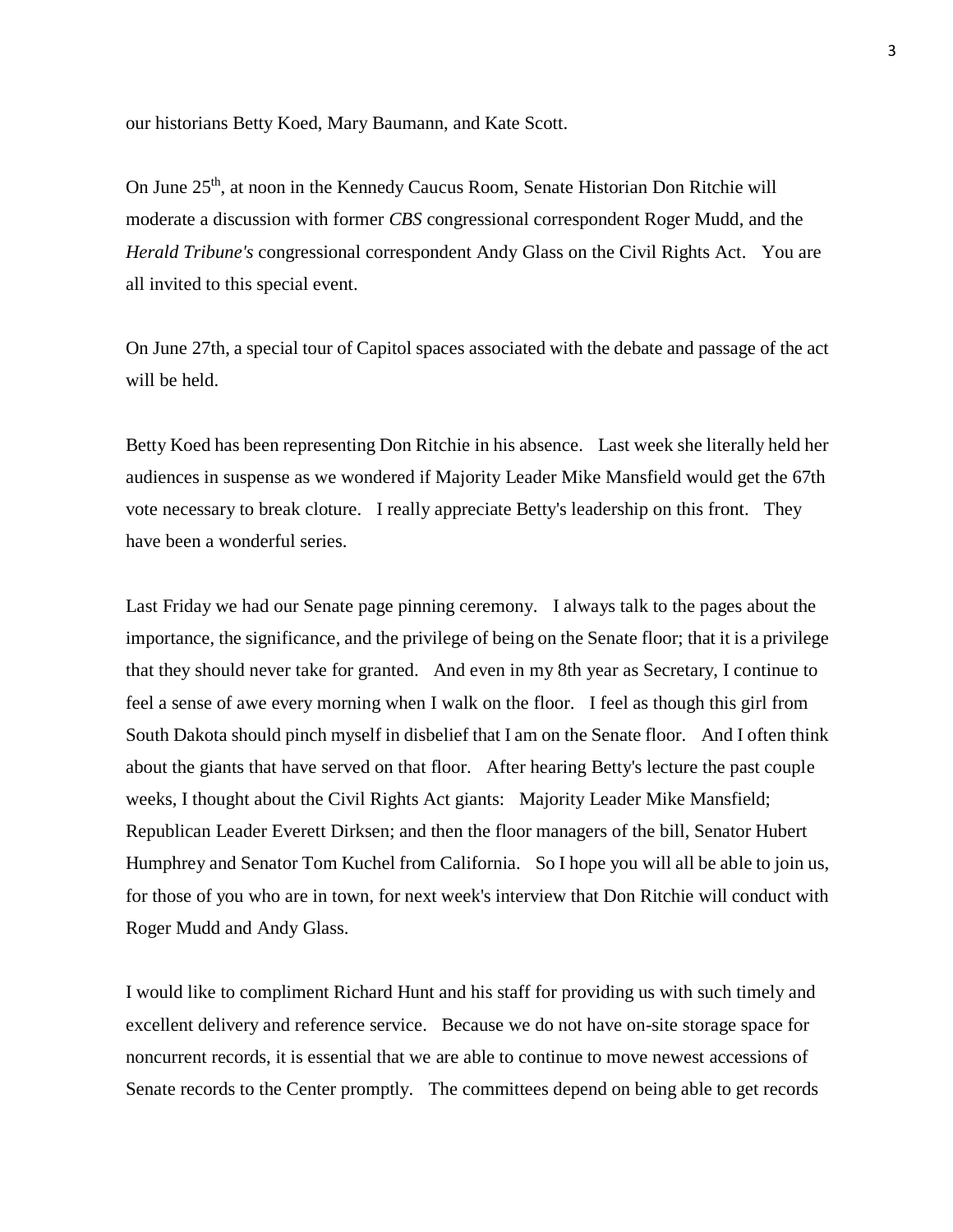our historians Betty Koed, Mary Baumann, and Kate Scott.

On June 25th, at noon in the Kennedy Caucus Room, Senate Historian Don Ritchie will moderate a discussion with former *CBS* congressional correspondent Roger Mudd, and the *Herald Tribune's* congressional correspondent Andy Glass on the Civil Rights Act. You are all invited to this special event.

On June 27th, a special tour of Capitol spaces associated with the debate and passage of the act will be held.

Betty Koed has been representing Don Ritchie in his absence. Last week she literally held her audiences in suspense as we wondered if Majority Leader Mike Mansfield would get the 67th vote necessary to break cloture. I really appreciate Betty's leadership on this front. They have been a wonderful series.

Last Friday we had our Senate page pinning ceremony. I always talk to the pages about the importance, the significance, and the privilege of being on the Senate floor; that it is a privilege that they should never take for granted. And even in my 8th year as Secretary, I continue to feel a sense of awe every morning when I walk on the floor. I feel as though this girl from South Dakota should pinch myself in disbelief that I am on the Senate floor. And I often think about the giants that have served on that floor. After hearing Betty's lecture the past couple weeks, I thought about the Civil Rights Act giants: Majority Leader Mike Mansfield; Republican Leader Everett Dirksen; and then the floor managers of the bill, Senator Hubert Humphrey and Senator Tom Kuchel from California. So I hope you will all be able to join us, for those of you who are in town, for next week's interview that Don Ritchie will conduct with Roger Mudd and Andy Glass.

I would like to compliment Richard Hunt and his staff for providing us with such timely and excellent delivery and reference service. Because we do not have on-site storage space for noncurrent records, it is essential that we are able to continue to move newest accessions of Senate records to the Center promptly. The committees depend on being able to get records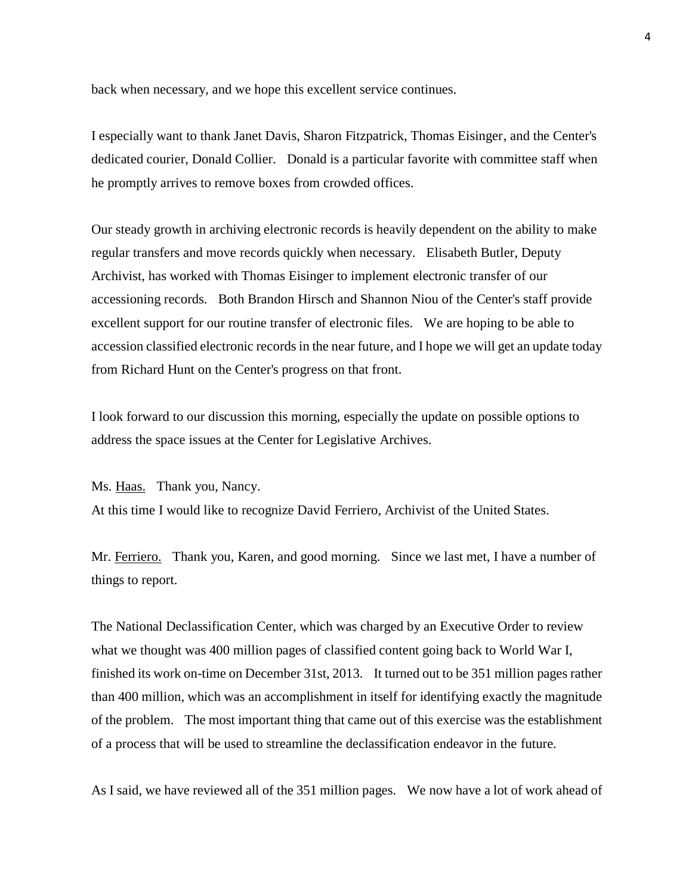back when necessary, and we hope this excellent service continues.

I especially want to thank Janet Davis, Sharon Fitzpatrick, Thomas Eisinger, and the Center's dedicated courier, Donald Collier. Donald is a particular favorite with committee staff when he promptly arrives to remove boxes from crowded offices.

Our steady growth in archiving electronic records is heavily dependent on the ability to make regular transfers and move records quickly when necessary. Elisabeth Butler, Deputy Archivist, has worked with Thomas Eisinger to implement electronic transfer of our accessioning records. Both Brandon Hirsch and Shannon Niou of the Center's staff provide excellent support for our routine transfer of electronic files. We are hoping to be able to accession classified electronic records in the near future, and I hope we will get an update today from Richard Hunt on the Center's progress on that front.

I look forward to our discussion this morning, especially the update on possible options to address the space issues at the Center for Legislative Archives.

Ms. Haas. Thank you, Nancy.
At this time I would like to recognize David Ferriero, Archivist of the United States.

Mr. Ferriero. Thank you, Karen, and good morning. Since we last met, I have a number of things to report.

The National Declassification Center, which was charged by an Executive Order to review what we thought was 400 million pages of classified content going back to World War I, finished its work on-time on December 31st, 2013. It turned out to be 351 million pages rather than 400 million, which was an accomplishment in itself for identifying exactly the magnitude of the problem. The most important thing that came out of this exercise was the establishment of a process that will be used to streamline the declassification endeavor in the future.

As I said, we have reviewed all of the 351 million pages. We now have a lot of work ahead of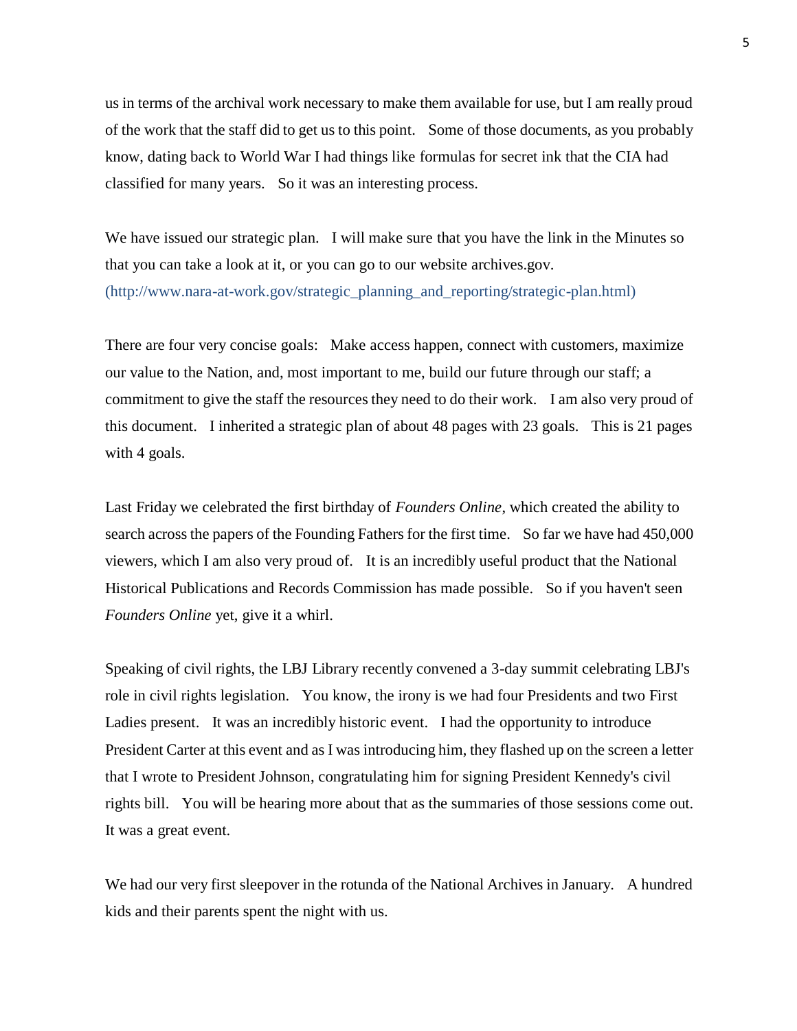us in terms of the archival work necessary to make them available for use, but I am really proud of the work that the staff did to get us to this point. Some of those documents, as you probably know, dating back to World War I had things like formulas for secret ink that the CIA had classified for many years. So it was an interesting process.

We have issued our strategic plan. I will make sure that you have the link in the Minutes so that you can take a look at it, or you can go to our website archives.gov. (http://www.nara-at-work.gov/strategic_planning_and_reporting/strategic-plan.html)

There are four very concise goals: Make access happen, connect with customers, maximize our value to the Nation, and, most important to me, build our future through our staff; a commitment to give the staff the resources they need to do their work. I am also very proud of this document. I inherited a strategic plan of about 48 pages with 23 goals. This is 21 pages with 4 goals.

Last Friday we celebrated the first birthday of *Founders Online*, which created the ability to search across the papers of the Founding Fathers for the first time. So far we have had 450,000 viewers, which I am also very proud of. It is an incredibly useful product that the National Historical Publications and Records Commission has made possible. So if you haven't seen *Founders Online* yet, give it a whirl.

Speaking of civil rights, the LBJ Library recently convened a 3-day summit celebrating LBJ's role in civil rights legislation. You know, the irony is we had four Presidents and two First Ladies present. It was an incredibly historic event. I had the opportunity to introduce President Carter at this event and as I was introducing him, they flashed up on the screen a letter that I wrote to President Johnson, congratulating him for signing President Kennedy's civil rights bill. You will be hearing more about that as the summaries of those sessions come out. It was a great event.

We had our very first sleepover in the rotunda of the National Archives in January. A hundred kids and their parents spent the night with us.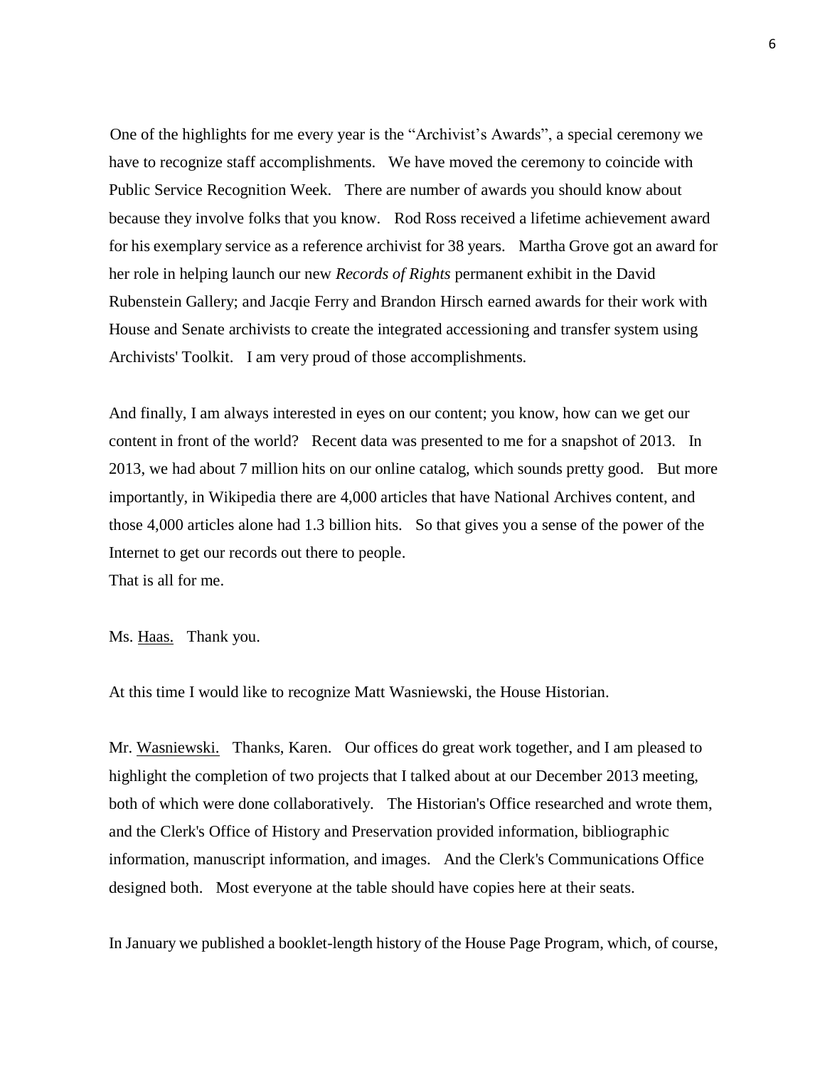One of the highlights for me every year is the "Archivist's Awards", a special ceremony we have to recognize staff accomplishments. We have moved the ceremony to coincide with Public Service Recognition Week. There are number of awards you should know about because they involve folks that you know. Rod Ross received a lifetime achievement award for his exemplary service as a reference archivist for 38 years. Martha Grove got an award for her role in helping launch our new *Records of Rights* permanent exhibit in the David Rubenstein Gallery; and Jacqie Ferry and Brandon Hirsch earned awards for their work with House and Senate archivists to create the integrated accessioning and transfer system using Archivists' Toolkit. I am very proud of those accomplishments.

And finally, I am always interested in eyes on our content; you know, how can we get our content in front of the world? Recent data was presented to me for a snapshot of 2013. In 2013, we had about 7 million hits on our online catalog, which sounds pretty good. But more importantly, in Wikipedia there are 4,000 articles that have National Archives content, and those 4,000 articles alone had 1.3 billion hits. So that gives you a sense of the power of the Internet to get our records out there to people.
That is all for me.

Ms. Haas. Thank you.

At this time I would like to recognize Matt Wasniewski, the House Historian.

Mr. Wasniewski. Thanks, Karen. Our offices do great work together, and I am pleased to highlight the completion of two projects that I talked about at our December 2013 meeting, both of which were done collaboratively. The Historian's Office researched and wrote them, and the Clerk's Office of History and Preservation provided information, bibliographic information, manuscript information, and images. And the Clerk's Communications Office designed both. Most everyone at the table should have copies here at their seats.

In January we published a booklet-length history of the House Page Program, which, of course,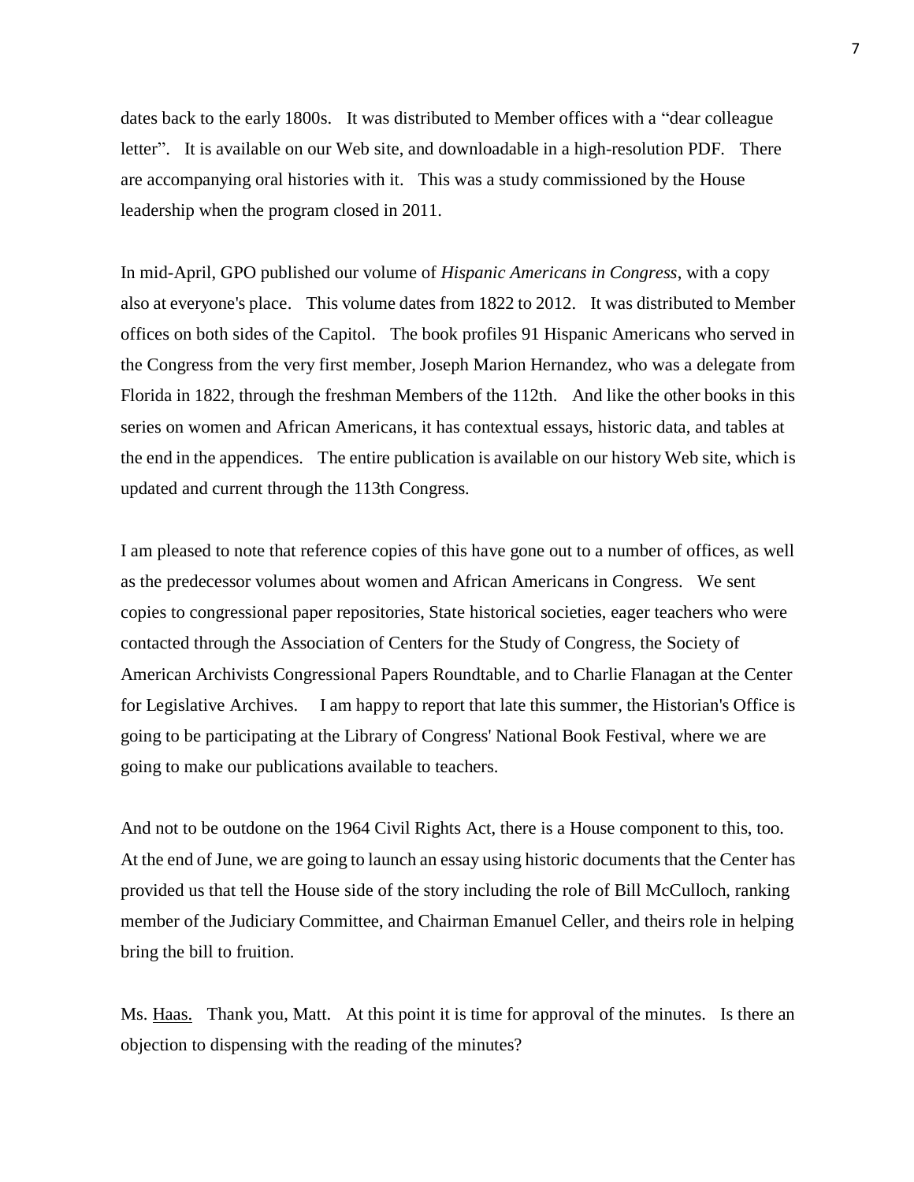dates back to the early 1800s. It was distributed to Member offices with a "dear colleague letter". It is available on our Web site, and downloadable in a high-resolution PDF. There are accompanying oral histories with it. This was a study commissioned by the House leadership when the program closed in 2011.

In mid-April, GPO published our volume of *Hispanic Americans in Congress*, with a copy also at everyone's place. This volume dates from 1822 to 2012. It was distributed to Member offices on both sides of the Capitol. The book profiles 91 Hispanic Americans who served in the Congress from the very first member, Joseph Marion Hernandez, who was a delegate from Florida in 1822, through the freshman Members of the 112th. And like the other books in this series on women and African Americans, it has contextual essays, historic data, and tables at the end in the appendices. The entire publication is available on our history Web site, which is updated and current through the 113th Congress.

I am pleased to note that reference copies of this have gone out to a number of offices, as well as the predecessor volumes about women and African Americans in Congress. We sent copies to congressional paper repositories, State historical societies, eager teachers who were contacted through the Association of Centers for the Study of Congress, the Society of American Archivists Congressional Papers Roundtable, and to Charlie Flanagan at the Center for Legislative Archives. I am happy to report that late this summer, the Historian's Office is going to be participating at the Library of Congress' National Book Festival, where we are going to make our publications available to teachers.

And not to be outdone on the 1964 Civil Rights Act, there is a House component to this, too. At the end of June, we are going to launch an essay using historic documents that the Center has provided us that tell the House side of the story including the role of Bill McCulloch, ranking member of the Judiciary Committee, and Chairman Emanuel Celler, and theirs role in helping bring the bill to fruition.

Ms. Haas. Thank you, Matt. At this point it is time for approval of the minutes. Is there an objection to dispensing with the reading of the minutes?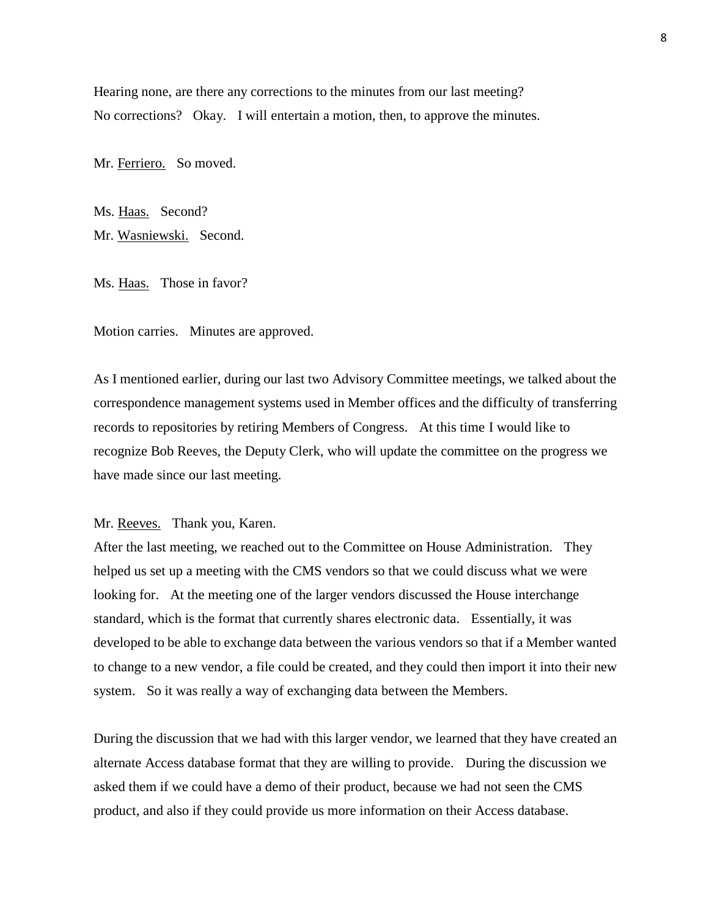Hearing none, are there any corrections to the minutes from our last meeting?
No corrections? Okay. I will entertain a motion, then, to approve the minutes.

Mr. Ferriero. So moved.

Ms. Haas. Second?
Mr. Wasniewski. Second.

Ms. Haas. Those in favor?

Motion carries. Minutes are approved.

As I mentioned earlier, during our last two Advisory Committee meetings, we talked about the correspondence management systems used in Member offices and the difficulty of transferring records to repositories by retiring Members of Congress. At this time I would like to recognize Bob Reeves, the Deputy Clerk, who will update the committee on the progress we have made since our last meeting.

Mr. Reeves. Thank you, Karen.
After the last meeting, we reached out to the Committee on House Administration. They helped us set up a meeting with the CMS vendors so that we could discuss what we were looking for. At the meeting one of the larger vendors discussed the House interchange standard, which is the format that currently shares electronic data. Essentially, it was developed to be able to exchange data between the various vendors so that if a Member wanted to change to a new vendor, a file could be created, and they could then import it into their new system. So it was really a way of exchanging data between the Members.

During the discussion that we had with this larger vendor, we learned that they have created an alternate Access database format that they are willing to provide. During the discussion we asked them if we could have a demo of their product, because we had not seen the CMS product, and also if they could provide us more information on their Access database.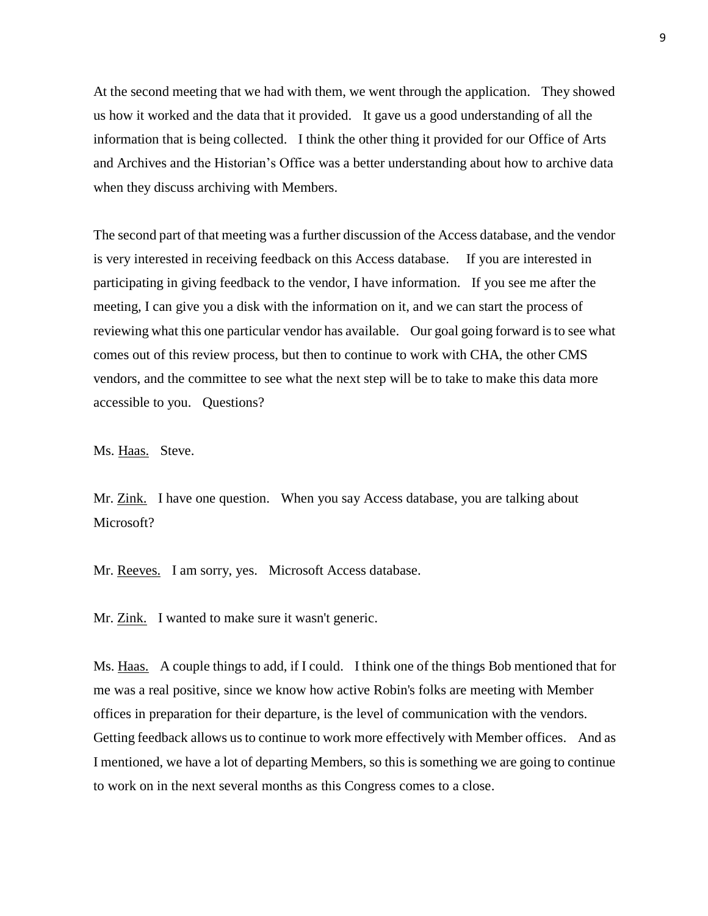At the second meeting that we had with them, we went through the application. They showed us how it worked and the data that it provided. It gave us a good understanding of all the information that is being collected. I think the other thing it provided for our Office of Arts and Archives and the Historian's Office was a better understanding about how to archive data when they discuss archiving with Members.

The second part of that meeting was a further discussion of the Access database, and the vendor is very interested in receiving feedback on this Access database. If you are interested in participating in giving feedback to the vendor, I have information. If you see me after the meeting, I can give you a disk with the information on it, and we can start the process of reviewing what this one particular vendor has available. Our goal going forward is to see what comes out of this review process, but then to continue to work with CHA, the other CMS vendors, and the committee to see what the next step will be to take to make this data more accessible to you. Questions?

Ms. Haas. Steve.

Mr. Zink. I have one question. When you say Access database, you are talking about Microsoft?

Mr. Reeves. I am sorry, yes. Microsoft Access database.

Mr. Zink. I wanted to make sure it wasn't generic.

Ms. Haas. A couple things to add, if I could. I think one of the things Bob mentioned that for me was a real positive, since we know how active Robin's folks are meeting with Member offices in preparation for their departure, is the level of communication with the vendors. Getting feedback allows us to continue to work more effectively with Member offices. And as I mentioned, we have a lot of departing Members, so this is something we are going to continue to work on in the next several months as this Congress comes to a close.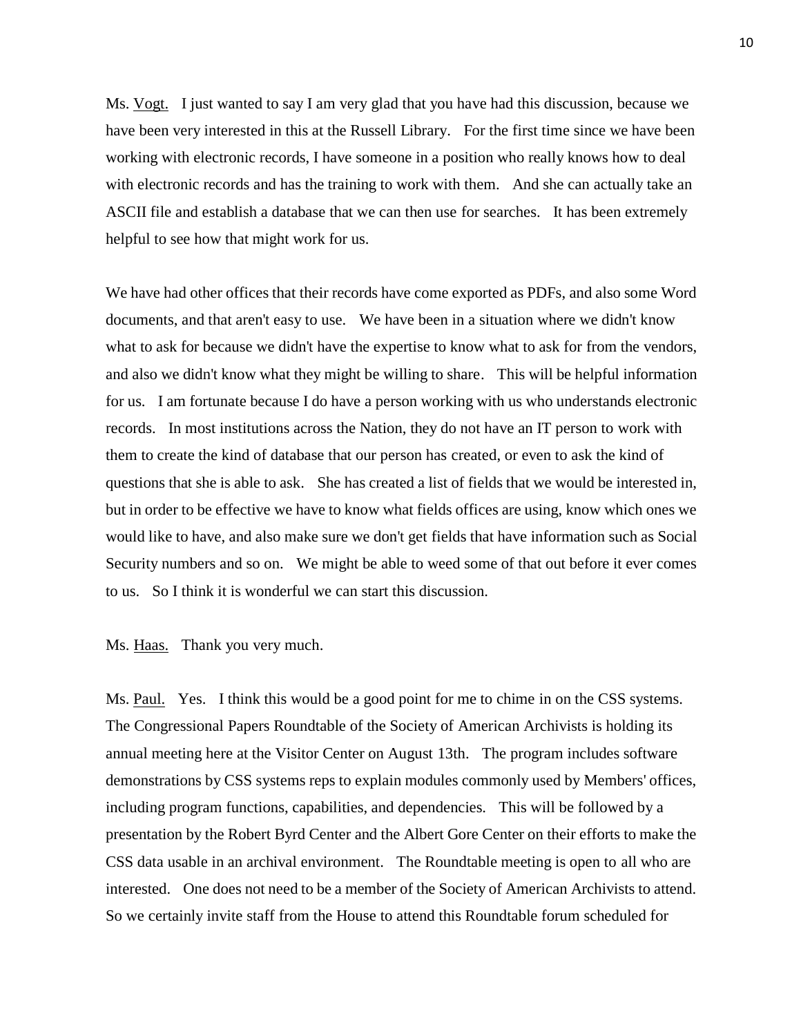Ms. Vogt. I just wanted to say I am very glad that you have had this discussion, because we have been very interested in this at the Russell Library. For the first time since we have been working with electronic records, I have someone in a position who really knows how to deal with electronic records and has the training to work with them. And she can actually take an ASCII file and establish a database that we can then use for searches. It has been extremely helpful to see how that might work for us.

We have had other offices that their records have come exported as PDFs, and also some Word documents, and that aren't easy to use. We have been in a situation where we didn't know what to ask for because we didn't have the expertise to know what to ask for from the vendors, and also we didn't know what they might be willing to share. This will be helpful information for us. I am fortunate because I do have a person working with us who understands electronic records. In most institutions across the Nation, they do not have an IT person to work with them to create the kind of database that our person has created, or even to ask the kind of questions that she is able to ask. She has created a list of fields that we would be interested in, but in order to be effective we have to know what fields offices are using, know which ones we would like to have, and also make sure we don't get fields that have information such as Social Security numbers and so on. We might be able to weed some of that out before it ever comes to us. So I think it is wonderful we can start this discussion.

Ms. Haas. Thank you very much.

Ms. Paul. Yes. I think this would be a good point for me to chime in on the CSS systems. The Congressional Papers Roundtable of the Society of American Archivists is holding its annual meeting here at the Visitor Center on August 13th. The program includes software demonstrations by CSS systems reps to explain modules commonly used by Members' offices, including program functions, capabilities, and dependencies. This will be followed by a presentation by the Robert Byrd Center and the Albert Gore Center on their efforts to make the CSS data usable in an archival environment. The Roundtable meeting is open to all who are interested. One does not need to be a member of the Society of American Archivists to attend. So we certainly invite staff from the House to attend this Roundtable forum scheduled for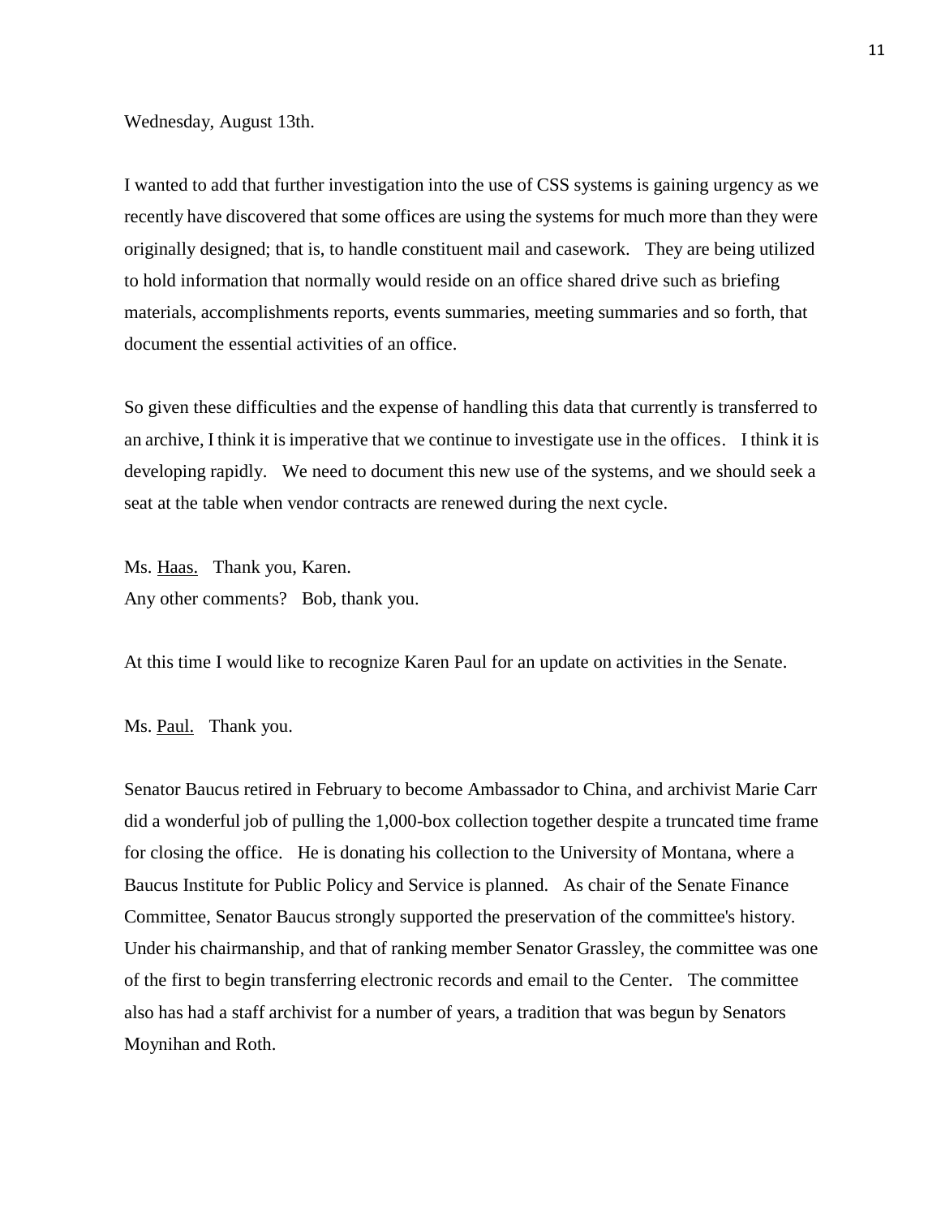Wednesday, August 13th.

I wanted to add that further investigation into the use of CSS systems is gaining urgency as we recently have discovered that some offices are using the systems for much more than they were originally designed; that is, to handle constituent mail and casework. They are being utilized to hold information that normally would reside on an office shared drive such as briefing materials, accomplishments reports, events summaries, meeting summaries and so forth, that document the essential activities of an office.

So given these difficulties and the expense of handling this data that currently is transferred to an archive, I think it is imperative that we continue to investigate use in the offices. I think it is developing rapidly. We need to document this new use of the systems, and we should seek a seat at the table when vendor contracts are renewed during the next cycle.

Ms. Haas. Thank you, Karen.
Any other comments? Bob, thank you.

At this time I would like to recognize Karen Paul for an update on activities in the Senate.

Ms. Paul. Thank you.

Senator Baucus retired in February to become Ambassador to China, and archivist Marie Carr did a wonderful job of pulling the 1,000-box collection together despite a truncated time frame for closing the office. He is donating his collection to the University of Montana, where a Baucus Institute for Public Policy and Service is planned. As chair of the Senate Finance Committee, Senator Baucus strongly supported the preservation of the committee's history. Under his chairmanship, and that of ranking member Senator Grassley, the committee was one of the first to begin transferring electronic records and email to the Center. The committee also has had a staff archivist for a number of years, a tradition that was begun by Senators Moynihan and Roth.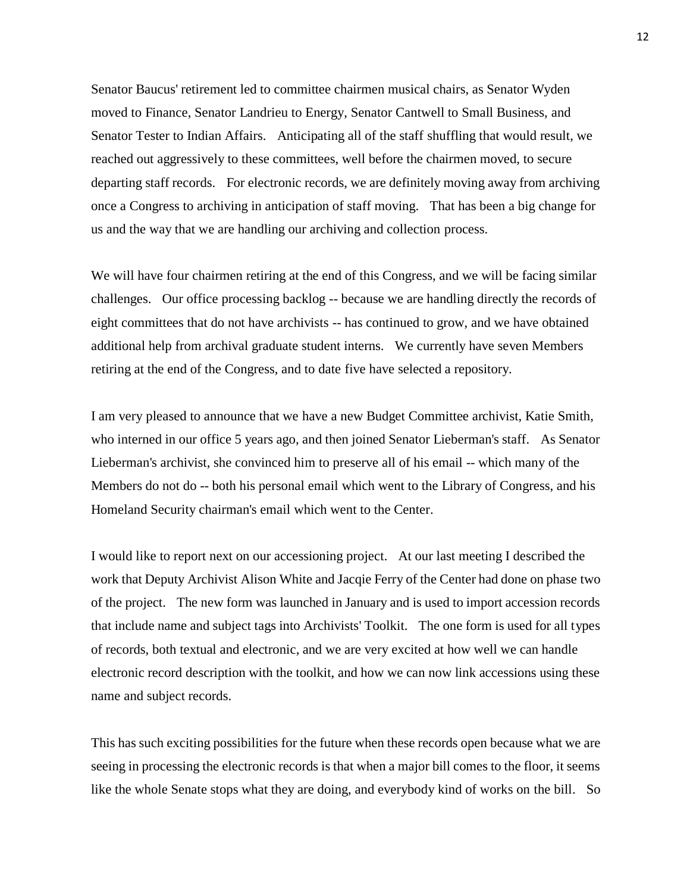Senator Baucus' retirement led to committee chairmen musical chairs, as Senator Wyden moved to Finance, Senator Landrieu to Energy, Senator Cantwell to Small Business, and Senator Tester to Indian Affairs. Anticipating all of the staff shuffling that would result, we reached out aggressively to these committees, well before the chairmen moved, to secure departing staff records. For electronic records, we are definitely moving away from archiving once a Congress to archiving in anticipation of staff moving. That has been a big change for us and the way that we are handling our archiving and collection process.

We will have four chairmen retiring at the end of this Congress, and we will be facing similar challenges. Our office processing backlog -- because we are handling directly the records of eight committees that do not have archivists -- has continued to grow, and we have obtained additional help from archival graduate student interns. We currently have seven Members retiring at the end of the Congress, and to date five have selected a repository.

I am very pleased to announce that we have a new Budget Committee archivist, Katie Smith, who interned in our office 5 years ago, and then joined Senator Lieberman's staff. As Senator Lieberman's archivist, she convinced him to preserve all of his email -- which many of the Members do not do -- both his personal email which went to the Library of Congress, and his Homeland Security chairman's email which went to the Center.

I would like to report next on our accessioning project. At our last meeting I described the work that Deputy Archivist Alison White and Jacqie Ferry of the Center had done on phase two of the project. The new form was launched in January and is used to import accession records that include name and subject tags into Archivists' Toolkit. The one form is used for all types of records, both textual and electronic, and we are very excited at how well we can handle electronic record description with the toolkit, and how we can now link accessions using these name and subject records.

This has such exciting possibilities for the future when these records open because what we are seeing in processing the electronic records is that when a major bill comes to the floor, it seems like the whole Senate stops what they are doing, and everybody kind of works on the bill. So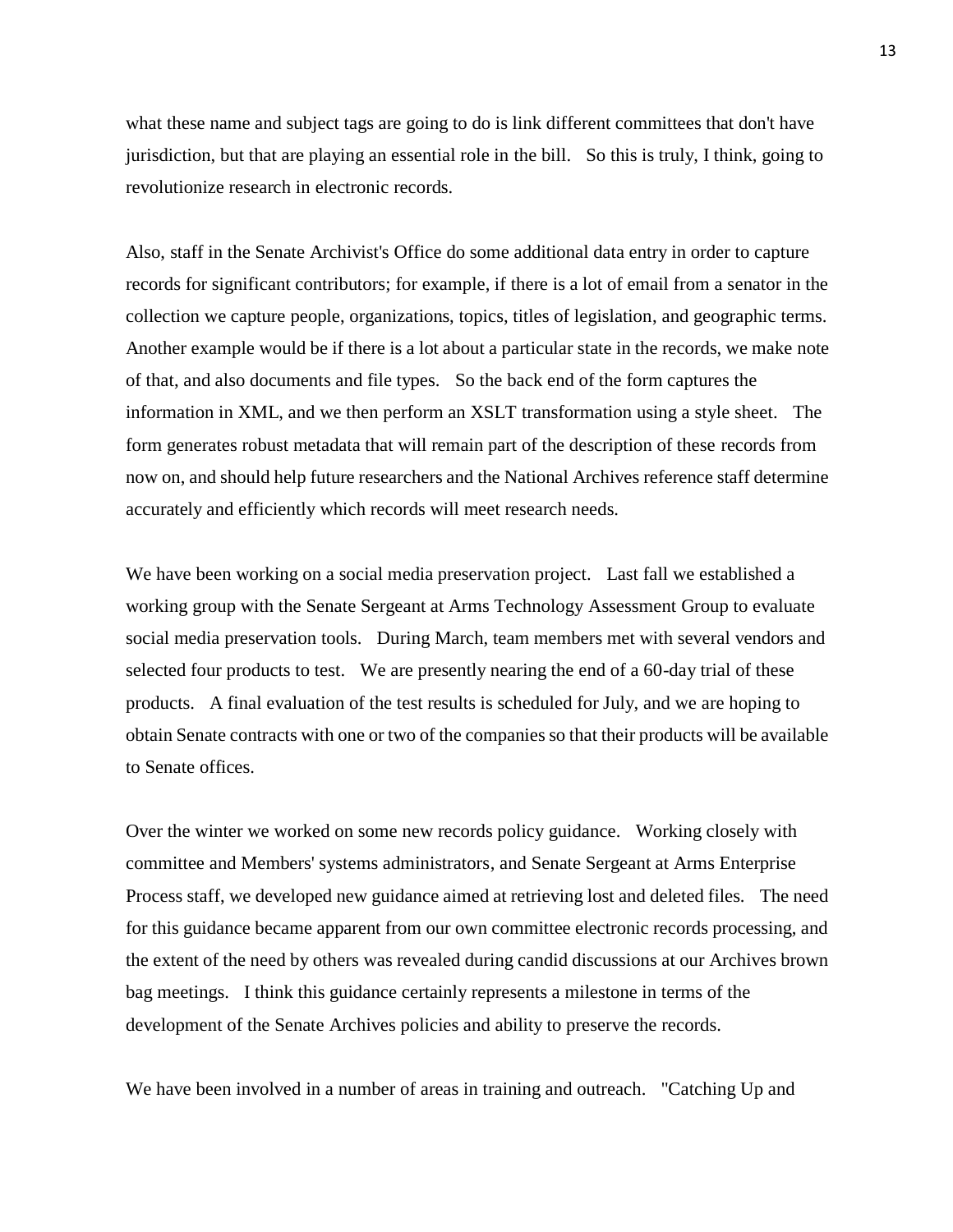what these name and subject tags are going to do is link different committees that don't have jurisdiction, but that are playing an essential role in the bill. So this is truly, I think, going to revolutionize research in electronic records.

Also, staff in the Senate Archivist's Office do some additional data entry in order to capture records for significant contributors; for example, if there is a lot of email from a senator in the collection we capture people, organizations, topics, titles of legislation, and geographic terms. Another example would be if there is a lot about a particular state in the records, we make note of that, and also documents and file types. So the back end of the form captures the information in XML, and we then perform an XSLT transformation using a style sheet. The form generates robust metadata that will remain part of the description of these records from now on, and should help future researchers and the National Archives reference staff determine accurately and efficiently which records will meet research needs.

We have been working on a social media preservation project. Last fall we established a working group with the Senate Sergeant at Arms Technology Assessment Group to evaluate social media preservation tools. During March, team members met with several vendors and selected four products to test. We are presently nearing the end of a 60-day trial of these products. A final evaluation of the test results is scheduled for July, and we are hoping to obtain Senate contracts with one or two of the companies so that their products will be available to Senate offices.

Over the winter we worked on some new records policy guidance. Working closely with committee and Members' systems administrators, and Senate Sergeant at Arms Enterprise Process staff, we developed new guidance aimed at retrieving lost and deleted files. The need for this guidance became apparent from our own committee electronic records processing, and the extent of the need by others was revealed during candid discussions at our Archives brown bag meetings. I think this guidance certainly represents a milestone in terms of the development of the Senate Archives policies and ability to preserve the records.

We have been involved in a number of areas in training and outreach. "Catching Up and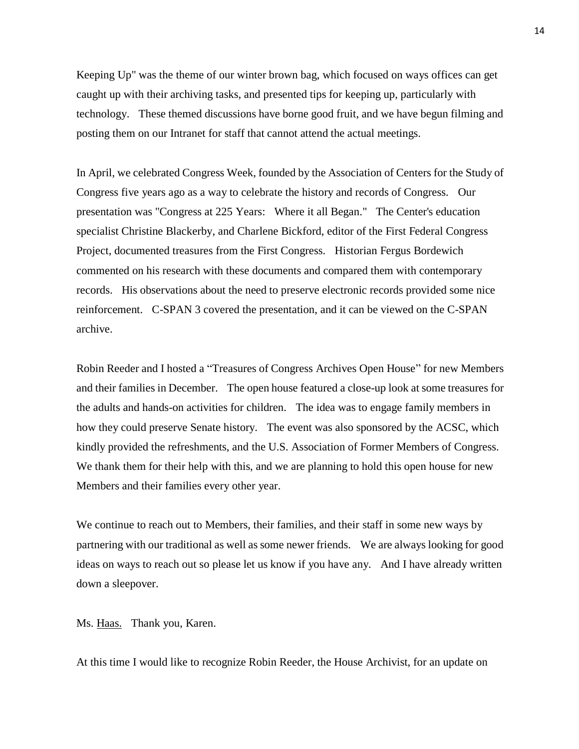Keeping Up" was the theme of our winter brown bag, which focused on ways offices can get caught up with their archiving tasks, and presented tips for keeping up, particularly with technology. These themed discussions have borne good fruit, and we have begun filming and posting them on our Intranet for staff that cannot attend the actual meetings.

In April, we celebrated Congress Week, founded by the Association of Centers for the Study of Congress five years ago as a way to celebrate the history and records of Congress. Our presentation was "Congress at 225 Years: Where it all Began." The Center's education specialist Christine Blackerby, and Charlene Bickford, editor of the First Federal Congress Project, documented treasures from the First Congress. Historian Fergus Bordewich commented on his research with these documents and compared them with contemporary records. His observations about the need to preserve electronic records provided some nice reinforcement. C-SPAN 3 covered the presentation, and it can be viewed on the C-SPAN archive.

Robin Reeder and I hosted a "Treasures of Congress Archives Open House" for new Members and their families in December. The open house featured a close-up look at some treasures for the adults and hands-on activities for children. The idea was to engage family members in how they could preserve Senate history. The event was also sponsored by the ACSC, which kindly provided the refreshments, and the U.S. Association of Former Members of Congress. We thank them for their help with this, and we are planning to hold this open house for new Members and their families every other year.

We continue to reach out to Members, their families, and their staff in some new ways by partnering with our traditional as well as some newer friends. We are always looking for good ideas on ways to reach out so please let us know if you have any. And I have already written down a sleepover.

Ms. Haas. Thank you, Karen.

At this time I would like to recognize Robin Reeder, the House Archivist, for an update on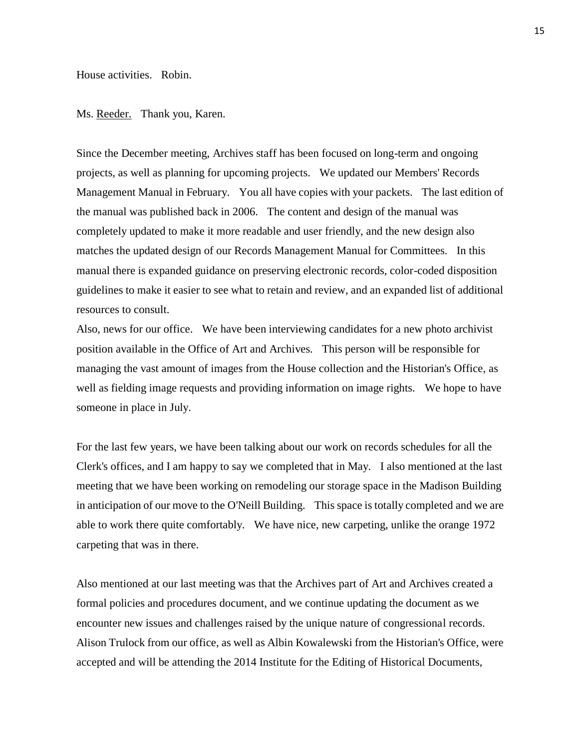House activities. Robin.

Ms. Reeder. Thank you, Karen.

Since the December meeting, Archives staff has been focused on long-term and ongoing projects, as well as planning for upcoming projects. We updated our Members' Records Management Manual in February. You all have copies with your packets. The last edition of the manual was published back in 2006. The content and design of the manual was completely updated to make it more readable and user friendly, and the new design also matches the updated design of our Records Management Manual for Committees. In this manual there is expanded guidance on preserving electronic records, color-coded disposition guidelines to make it easier to see what to retain and review, and an expanded list of additional resources to consult.

Also, news for our office. We have been interviewing candidates for a new photo archivist position available in the Office of Art and Archives. This person will be responsible for managing the vast amount of images from the House collection and the Historian's Office, as well as fielding image requests and providing information on image rights. We hope to have someone in place in July.

For the last few years, we have been talking about our work on records schedules for all the Clerk's offices, and I am happy to say we completed that in May. I also mentioned at the last meeting that we have been working on remodeling our storage space in the Madison Building in anticipation of our move to the O'Neill Building. This space is totally completed and we are able to work there quite comfortably. We have nice, new carpeting, unlike the orange 1972 carpeting that was in there.

Also mentioned at our last meeting was that the Archives part of Art and Archives created a formal policies and procedures document, and we continue updating the document as we encounter new issues and challenges raised by the unique nature of congressional records. Alison Trulock from our office, as well as Albin Kowalewski from the Historian's Office, were accepted and will be attending the 2014 Institute for the Editing of Historical Documents,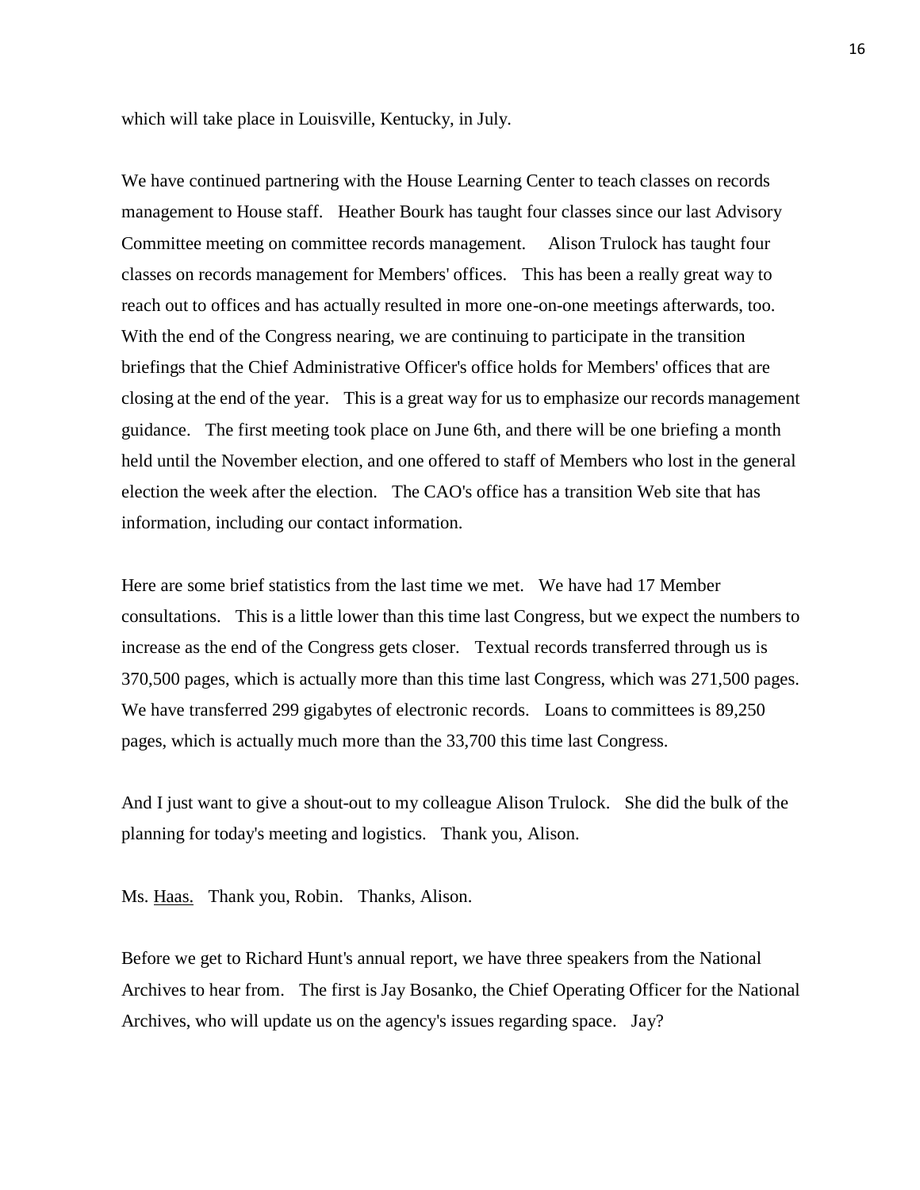which will take place in Louisville, Kentucky, in July.

We have continued partnering with the House Learning Center to teach classes on records management to House staff. Heather Bourk has taught four classes since our last Advisory Committee meeting on committee records management. Alison Trulock has taught four classes on records management for Members' offices. This has been a really great way to reach out to offices and has actually resulted in more one-on-one meetings afterwards, too. With the end of the Congress nearing, we are continuing to participate in the transition briefings that the Chief Administrative Officer's office holds for Members' offices that are closing at the end of the year. This is a great way for us to emphasize our records management guidance. The first meeting took place on June 6th, and there will be one briefing a month held until the November election, and one offered to staff of Members who lost in the general election the week after the election. The CAO's office has a transition Web site that has information, including our contact information.

Here are some brief statistics from the last time we met. We have had 17 Member consultations. This is a little lower than this time last Congress, but we expect the numbers to increase as the end of the Congress gets closer. Textual records transferred through us is 370,500 pages, which is actually more than this time last Congress, which was 271,500 pages. We have transferred 299 gigabytes of electronic records. Loans to committees is 89,250 pages, which is actually much more than the 33,700 this time last Congress.

And I just want to give a shout-out to my colleague Alison Trulock. She did the bulk of the planning for today's meeting and logistics. Thank you, Alison.

Ms. Haas. Thank you, Robin. Thanks, Alison.

Before we get to Richard Hunt's annual report, we have three speakers from the National Archives to hear from. The first is Jay Bosanko, the Chief Operating Officer for the National Archives, who will update us on the agency's issues regarding space. Jay?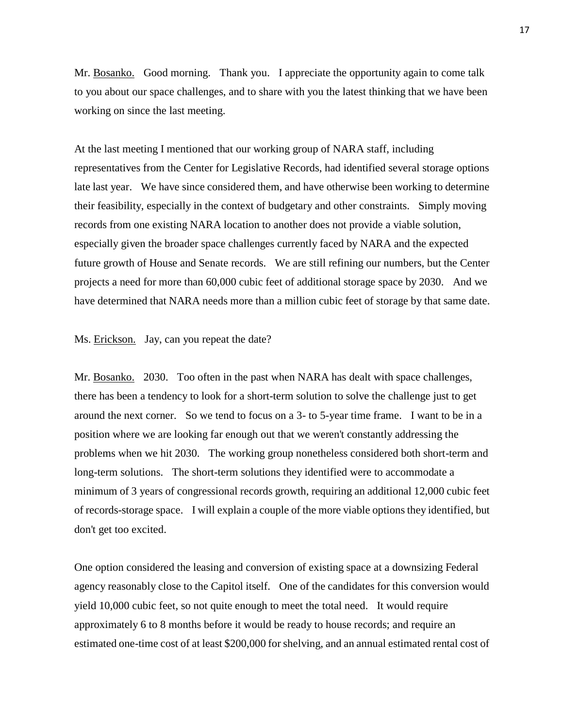Mr. <u>Bosanko.</u> Good morning. Thank you. I appreciate the opportunity again to come talk to you about our space challenges, and to share with you the latest thinking that we have been working on since the last meeting.

At the last meeting I mentioned that our working group of NARA staff, including representatives from the Center for Legislative Records, had identified several storage options late last year. We have since considered them, and have otherwise been working to determine their feasibility, especially in the context of budgetary and other constraints. Simply moving records from one existing NARA location to another does not provide a viable solution, especially given the broader space challenges currently faced by NARA and the expected future growth of House and Senate records. We are still refining our numbers, but the Center projects a need for more than 60,000 cubic feet of additional storage space by 2030. And we have determined that NARA needs more than a million cubic feet of storage by that same date.

Ms. <u>Erickson.</u> Jay, can you repeat the date?

Mr. <u>Bosanko.</u> 2030. Too often in the past when NARA has dealt with space challenges, there has been a tendency to look for a short-term solution to solve the challenge just to get around the next corner. So we tend to focus on a 3- to 5-year time frame. I want to be in a position where we are looking far enough out that we weren't constantly addressing the problems when we hit 2030. The working group nonetheless considered both short-term and long-term solutions. The short-term solutions they identified were to accommodate a minimum of 3 years of congressional records growth, requiring an additional 12,000 cubic feet of records-storage space. I will explain a couple of the more viable options they identified, but don't get too excited.

One option considered the leasing and conversion of existing space at a downsizing Federal agency reasonably close to the Capitol itself. One of the candidates for this conversion would yield 10,000 cubic feet, so not quite enough to meet the total need. It would require approximately 6 to 8 months before it would be ready to house records; and require an estimated one-time cost of at least $200,000 for shelving, and an annual estimated rental cost of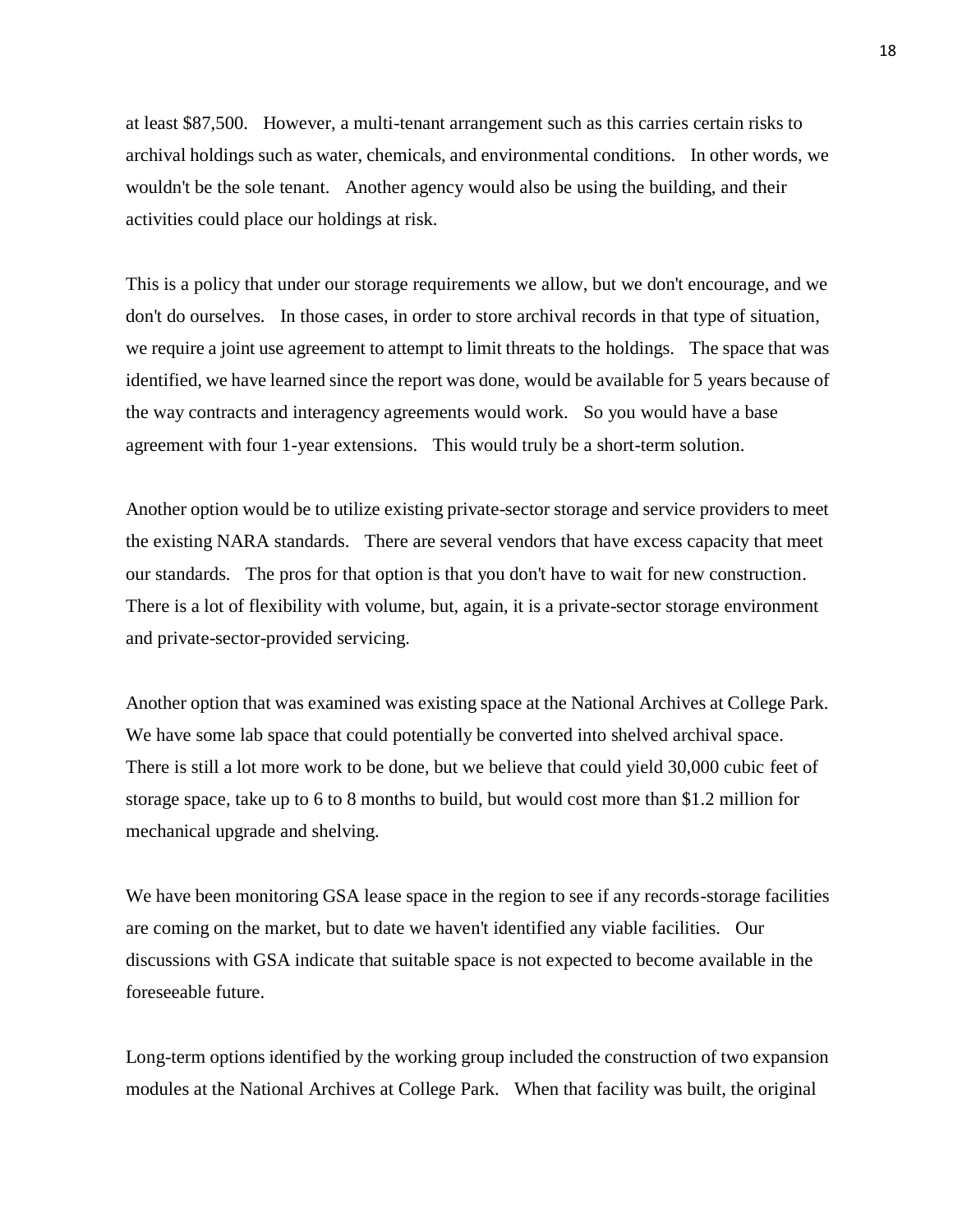at least $87,500. However, a multi-tenant arrangement such as this carries certain risks to archival holdings such as water, chemicals, and environmental conditions. In other words, we wouldn't be the sole tenant. Another agency would also be using the building, and their activities could place our holdings at risk.

This is a policy that under our storage requirements we allow, but we don't encourage, and we don't do ourselves. In those cases, in order to store archival records in that type of situation, we require a joint use agreement to attempt to limit threats to the holdings. The space that was identified, we have learned since the report was done, would be available for 5 years because of the way contracts and interagency agreements would work. So you would have a base agreement with four 1-year extensions. This would truly be a short-term solution.

Another option would be to utilize existing private-sector storage and service providers to meet the existing NARA standards. There are several vendors that have excess capacity that meet our standards. The pros for that option is that you don't have to wait for new construction. There is a lot of flexibility with volume, but, again, it is a private-sector storage environment and private-sector-provided servicing.

Another option that was examined was existing space at the National Archives at College Park. We have some lab space that could potentially be converted into shelved archival space. There is still a lot more work to be done, but we believe that could yield 30,000 cubic feet of storage space, take up to 6 to 8 months to build, but would cost more than $1.2 million for mechanical upgrade and shelving.

We have been monitoring GSA lease space in the region to see if any records-storage facilities are coming on the market, but to date we haven't identified any viable facilities. Our discussions with GSA indicate that suitable space is not expected to become available in the foreseeable future.

Long-term options identified by the working group included the construction of two expansion modules at the National Archives at College Park. When that facility was built, the original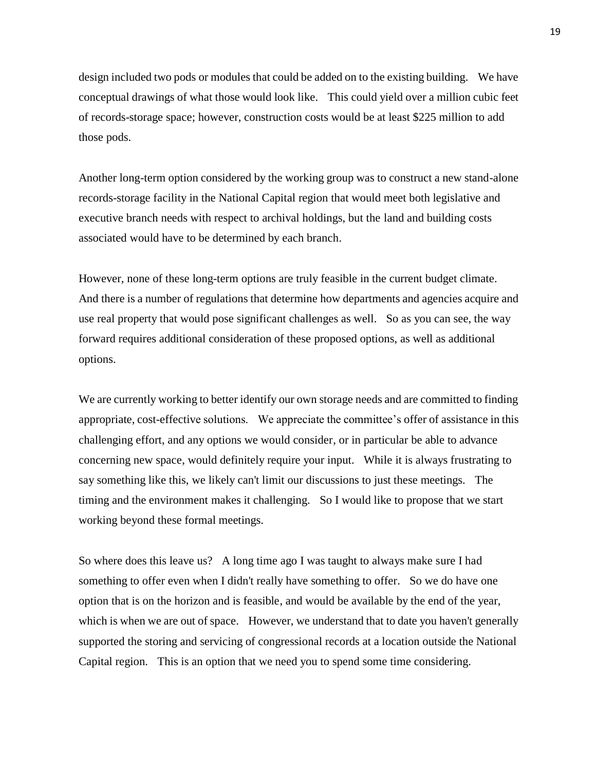design included two pods or modules that could be added on to the existing building. We have conceptual drawings of what those would look like. This could yield over a million cubic feet of records-storage space; however, construction costs would be at least $225 million to add those pods.

Another long-term option considered by the working group was to construct a new stand-alone records-storage facility in the National Capital region that would meet both legislative and executive branch needs with respect to archival holdings, but the land and building costs associated would have to be determined by each branch.

However, none of these long-term options are truly feasible in the current budget climate. And there is a number of regulations that determine how departments and agencies acquire and use real property that would pose significant challenges as well. So as you can see, the way forward requires additional consideration of these proposed options, as well as additional options.

We are currently working to better identify our own storage needs and are committed to finding appropriate, cost-effective solutions. We appreciate the committee's offer of assistance in this challenging effort, and any options we would consider, or in particular be able to advance concerning new space, would definitely require your input. While it is always frustrating to say something like this, we likely can't limit our discussions to just these meetings. The timing and the environment makes it challenging. So I would like to propose that we start working beyond these formal meetings.

So where does this leave us? A long time ago I was taught to always make sure I had something to offer even when I didn't really have something to offer. So we do have one option that is on the horizon and is feasible, and would be available by the end of the year, which is when we are out of space. However, we understand that to date you haven't generally supported the storing and servicing of congressional records at a location outside the National Capital region. This is an option that we need you to spend some time considering.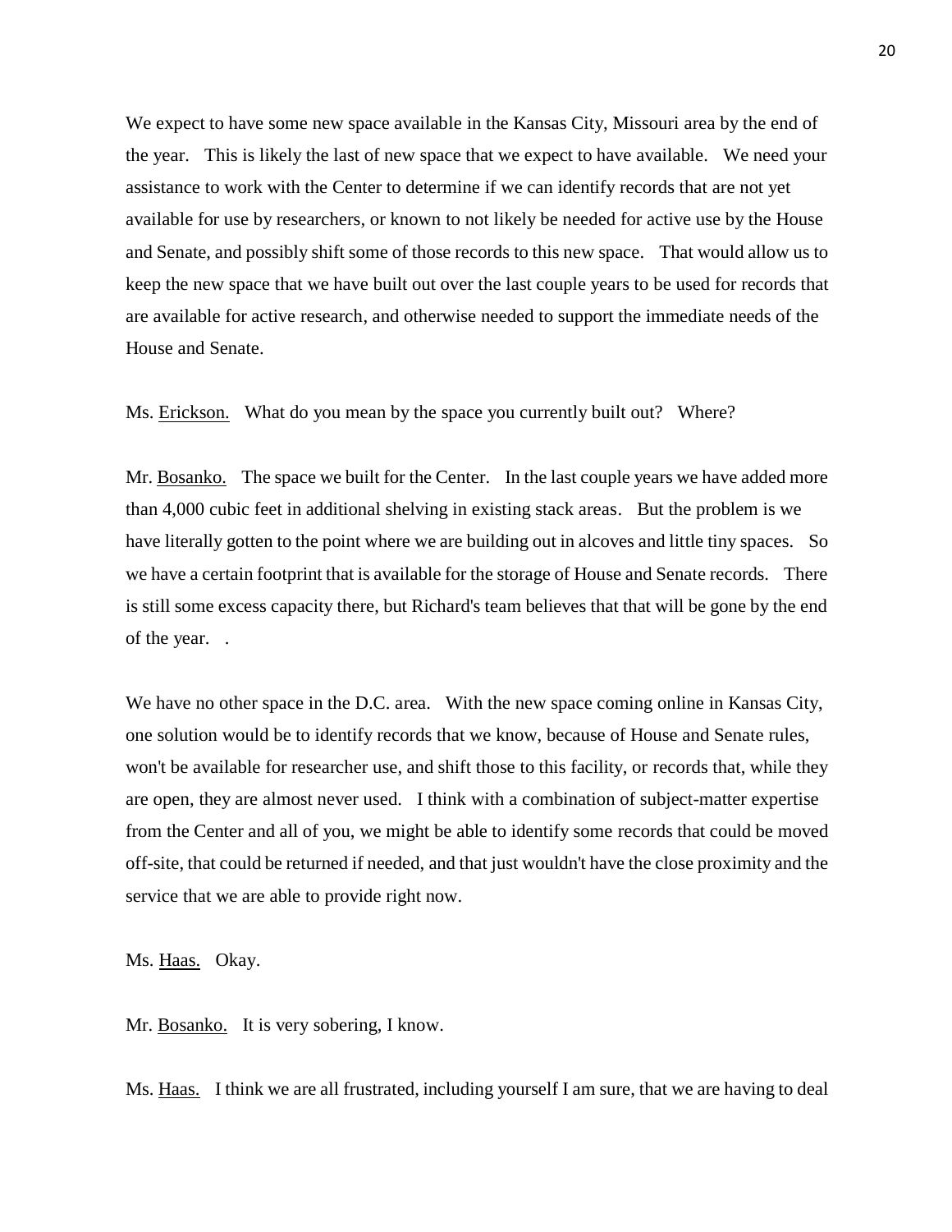We expect to have some new space available in the Kansas City, Missouri area by the end of the year. This is likely the last of new space that we expect to have available. We need your assistance to work with the Center to determine if we can identify records that are not yet available for use by researchers, or known to not likely be needed for active use by the House and Senate, and possibly shift some of those records to this new space. That would allow us to keep the new space that we have built out over the last couple years to be used for records that are available for active research, and otherwise needed to support the immediate needs of the House and Senate.

Ms. Erickson. What do you mean by the space you currently built out? Where?

Mr. Bosanko. The space we built for the Center. In the last couple years we have added more than 4,000 cubic feet in additional shelving in existing stack areas. But the problem is we have literally gotten to the point where we are building out in alcoves and little tiny spaces. So we have a certain footprint that is available for the storage of House and Senate records. There is still some excess capacity there, but Richard's team believes that that will be gone by the end of the year. .

We have no other space in the D.C. area. With the new space coming online in Kansas City, one solution would be to identify records that we know, because of House and Senate rules, won't be available for researcher use, and shift those to this facility, or records that, while they are open, they are almost never used. I think with a combination of subject-matter expertise from the Center and all of you, we might be able to identify some records that could be moved off-site, that could be returned if needed, and that just wouldn't have the close proximity and the service that we are able to provide right now.

Ms. Haas. Okay.

Mr. Bosanko. It is very sobering, I know.

Ms. Haas. I think we are all frustrated, including yourself I am sure, that we are having to deal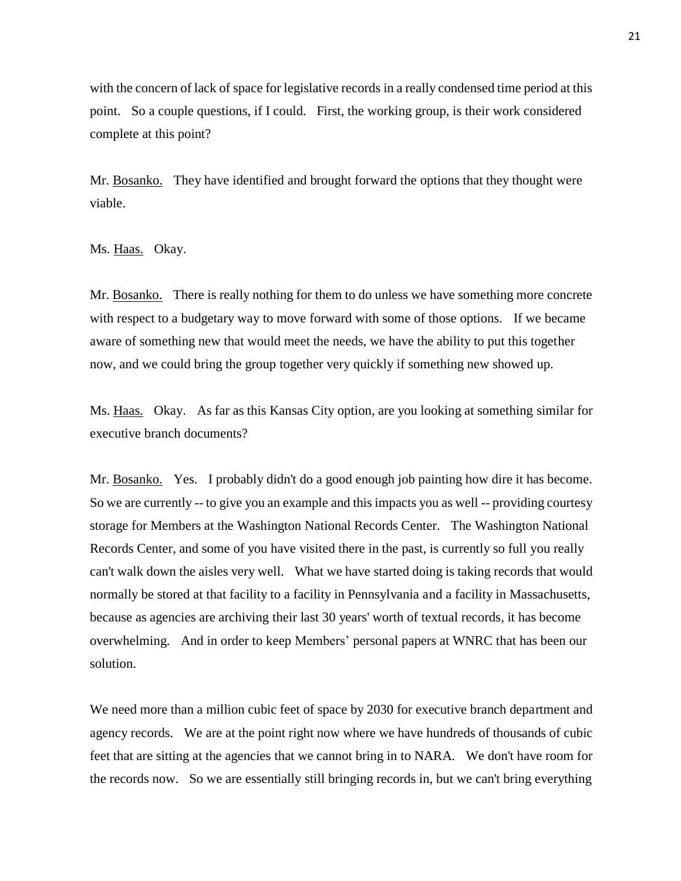with the concern of lack of space for legislative records in a really condensed time period at this point. So a couple questions, if I could. First, the working group, is their work considered complete at this point?

Mr. Bosanko. They have identified and brought forward the options that they thought were viable.

Ms. Haas. Okay.

Mr. Bosanko. There is really nothing for them to do unless we have something more concrete with respect to a budgetary way to move forward with some of those options. If we became aware of something new that would meet the needs, we have the ability to put this together now, and we could bring the group together very quickly if something new showed up.

Ms. Haas. Okay. As far as this Kansas City option, are you looking at something similar for executive branch documents?

Mr. Bosanko. Yes. I probably didn't do a good enough job painting how dire it has become. So we are currently -- to give you an example and this impacts you as well -- providing courtesy storage for Members at the Washington National Records Center. The Washington National Records Center, and some of you have visited there in the past, is currently so full you really can't walk down the aisles very well. What we have started doing is taking records that would normally be stored at that facility to a facility in Pennsylvania and a facility in Massachusetts, because as agencies are archiving their last 30 years' worth of textual records, it has become overwhelming. And in order to keep Members' personal papers at WNRC that has been our solution.

We need more than a million cubic feet of space by 2030 for executive branch department and agency records. We are at the point right now where we have hundreds of thousands of cubic feet that are sitting at the agencies that we cannot bring in to NARA. We don't have room for the records now. So we are essentially still bringing records in, but we can't bring everything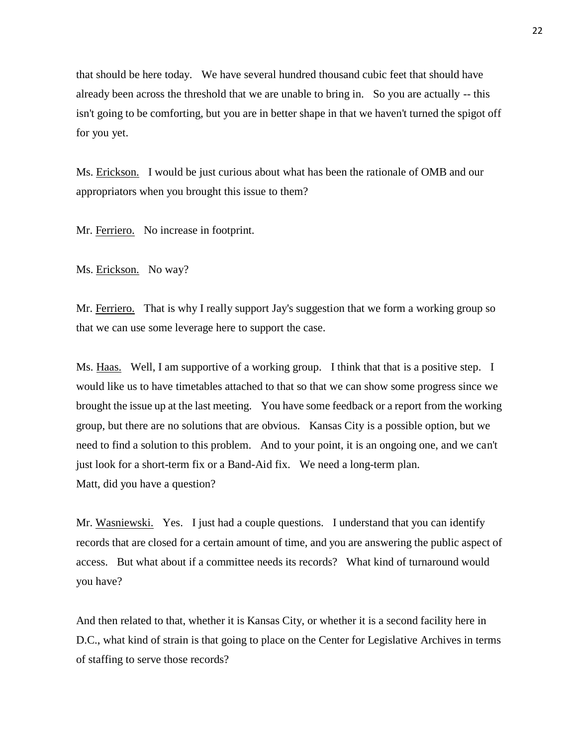that should be here today. We have several hundred thousand cubic feet that should have already been across the threshold that we are unable to bring in. So you are actually -- this isn't going to be comforting, but you are in better shape in that we haven't turned the spigot off for you yet.

Ms. Erickson. I would be just curious about what has been the rationale of OMB and our appropriators when you brought this issue to them?

Mr. Ferriero. No increase in footprint.

Ms. Erickson. No way?

Mr. Ferriero. That is why I really support Jay's suggestion that we form a working group so that we can use some leverage here to support the case.

Ms. Haas. Well, I am supportive of a working group. I think that that is a positive step. I would like us to have timetables attached to that so that we can show some progress since we brought the issue up at the last meeting. You have some feedback or a report from the working group, but there are no solutions that are obvious. Kansas City is a possible option, but we need to find a solution to this problem. And to your point, it is an ongoing one, and we can't just look for a short-term fix or a Band-Aid fix. We need a long-term plan.
Matt, did you have a question?

Mr. Wasniewski. Yes. I just had a couple questions. I understand that you can identify records that are closed for a certain amount of time, and you are answering the public aspect of access. But what about if a committee needs its records? What kind of turnaround would you have?

And then related to that, whether it is Kansas City, or whether it is a second facility here in D.C., what kind of strain is that going to place on the Center for Legislative Archives in terms of staffing to serve those records?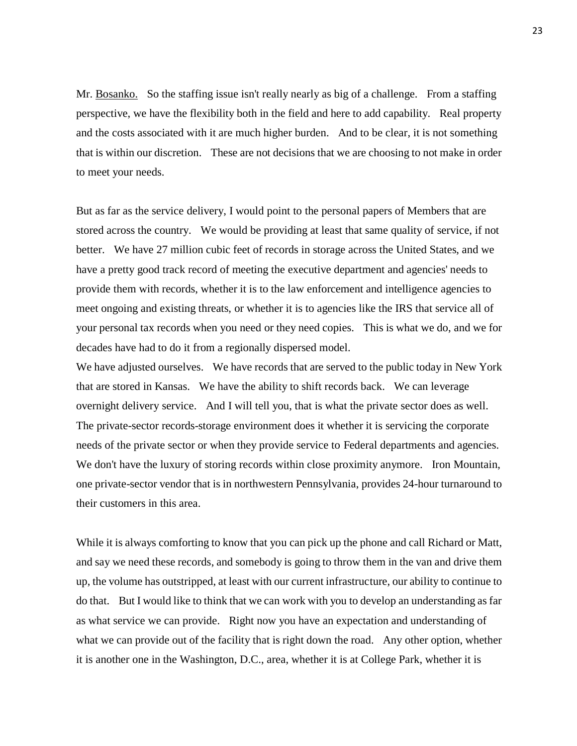Mr. <u>Bosanko.</u> So the staffing issue isn't really nearly as big of a challenge. From a staffing perspective, we have the flexibility both in the field and here to add capability. Real property and the costs associated with it are much higher burden. And to be clear, it is not something that is within our discretion. These are not decisions that we are choosing to not make in order to meet your needs.

But as far as the service delivery, I would point to the personal papers of Members that are stored across the country. We would be providing at least that same quality of service, if not better. We have 27 million cubic feet of records in storage across the United States, and we have a pretty good track record of meeting the executive department and agencies' needs to provide them with records, whether it is to the law enforcement and intelligence agencies to meet ongoing and existing threats, or whether it is to agencies like the IRS that service all of your personal tax records when you need or they need copies. This is what we do, and we for decades have had to do it from a regionally dispersed model.

We have adjusted ourselves. We have records that are served to the public today in New York that are stored in Kansas. We have the ability to shift records back. We can leverage overnight delivery service. And I will tell you, that is what the private sector does as well. The private-sector records-storage environment does it whether it is servicing the corporate needs of the private sector or when they provide service to Federal departments and agencies. We don't have the luxury of storing records within close proximity anymore. Iron Mountain, one private-sector vendor that is in northwestern Pennsylvania, provides 24-hour turnaround to their customers in this area.

While it is always comforting to know that you can pick up the phone and call Richard or Matt, and say we need these records, and somebody is going to throw them in the van and drive them up, the volume has outstripped, at least with our current infrastructure, our ability to continue to do that. But I would like to think that we can work with you to develop an understanding as far as what service we can provide. Right now you have an expectation and understanding of what we can provide out of the facility that is right down the road. Any other option, whether it is another one in the Washington, D.C., area, whether it is at College Park, whether it is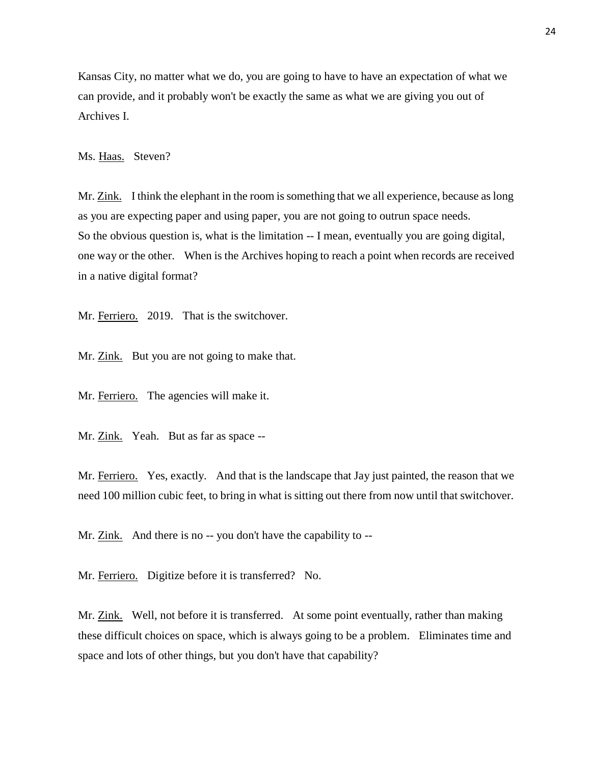Kansas City, no matter what we do, you are going to have to have an expectation of what we can provide, and it probably won't be exactly the same as what we are giving you out of Archives I.

Ms. Haas. Steven?

Mr. Zink. I think the elephant in the room is something that we all experience, because as long as you are expecting paper and using paper, you are not going to outrun space needs. So the obvious question is, what is the limitation -- I mean, eventually you are going digital, one way or the other. When is the Archives hoping to reach a point when records are received in a native digital format?

Mr. Ferriero. 2019. That is the switchover.

Mr. Zink. But you are not going to make that.

Mr. Ferriero. The agencies will make it.

Mr. Zink. Yeah. But as far as space --

Mr. Ferriero. Yes, exactly. And that is the landscape that Jay just painted, the reason that we need 100 million cubic feet, to bring in what is sitting out there from now until that switchover.

Mr. Zink. And there is no -- you don't have the capability to --

Mr. Ferriero. Digitize before it is transferred? No.

Mr. Zink. Well, not before it is transferred. At some point eventually, rather than making these difficult choices on space, which is always going to be a problem. Eliminates time and space and lots of other things, but you don't have that capability?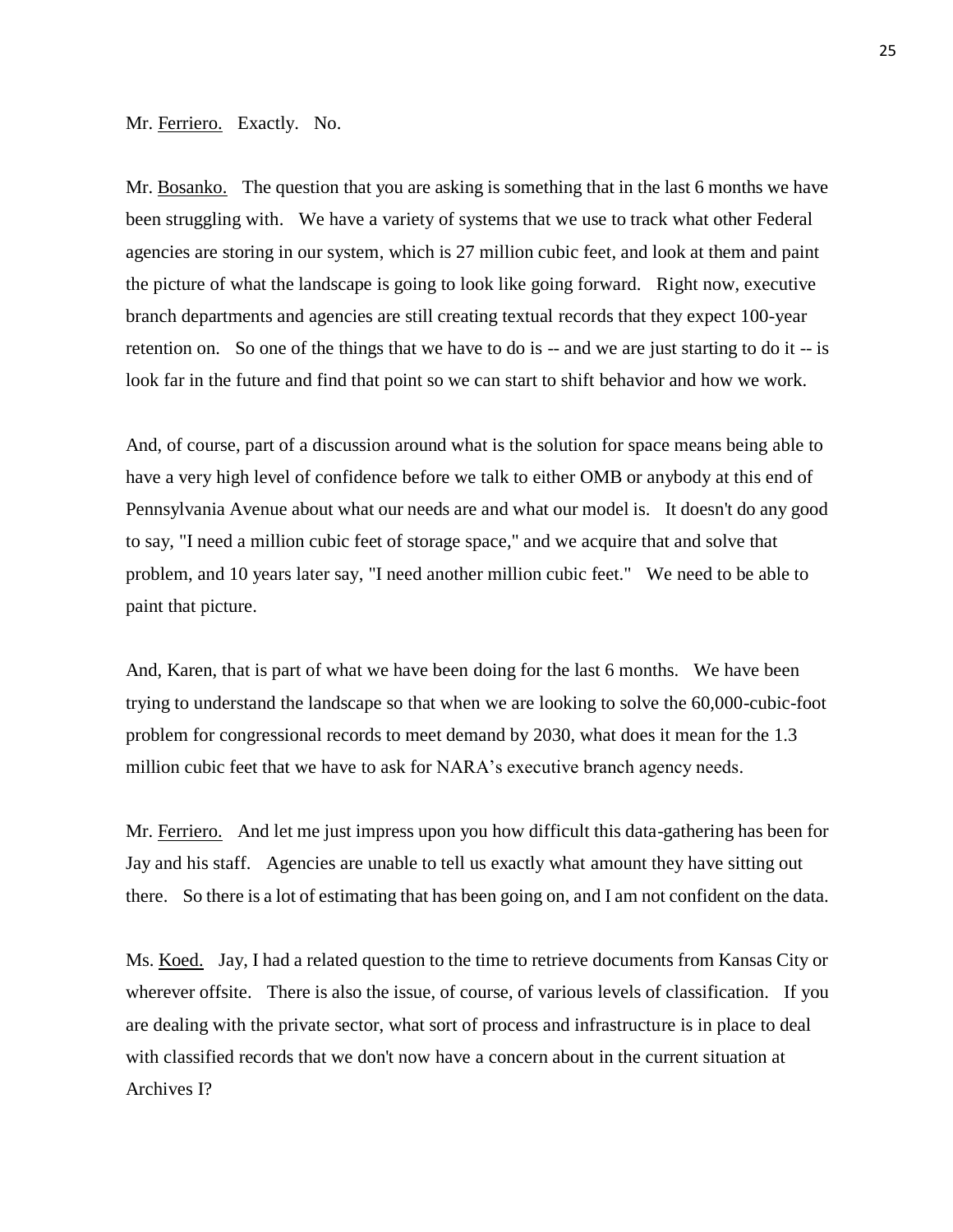Mr. Ferriero. Exactly. No.

Mr. Bosanko. The question that you are asking is something that in the last 6 months we have been struggling with. We have a variety of systems that we use to track what other Federal agencies are storing in our system, which is 27 million cubic feet, and look at them and paint the picture of what the landscape is going to look like going forward. Right now, executive branch departments and agencies are still creating textual records that they expect 100-year retention on. So one of the things that we have to do is -- and we are just starting to do it -- is look far in the future and find that point so we can start to shift behavior and how we work.

And, of course, part of a discussion around what is the solution for space means being able to have a very high level of confidence before we talk to either OMB or anybody at this end of Pennsylvania Avenue about what our needs are and what our model is. It doesn't do any good to say, "I need a million cubic feet of storage space," and we acquire that and solve that problem, and 10 years later say, "I need another million cubic feet." We need to be able to paint that picture.

And, Karen, that is part of what we have been doing for the last 6 months. We have been trying to understand the landscape so that when we are looking to solve the 60,000-cubic-foot problem for congressional records to meet demand by 2030, what does it mean for the 1.3 million cubic feet that we have to ask for NARA's executive branch agency needs.

Mr. Ferriero. And let me just impress upon you how difficult this data-gathering has been for Jay and his staff. Agencies are unable to tell us exactly what amount they have sitting out there. So there is a lot of estimating that has been going on, and I am not confident on the data.

Ms. Koed. Jay, I had a related question to the time to retrieve documents from Kansas City or wherever offsite. There is also the issue, of course, of various levels of classification. If you are dealing with the private sector, what sort of process and infrastructure is in place to deal with classified records that we don't now have a concern about in the current situation at Archives I?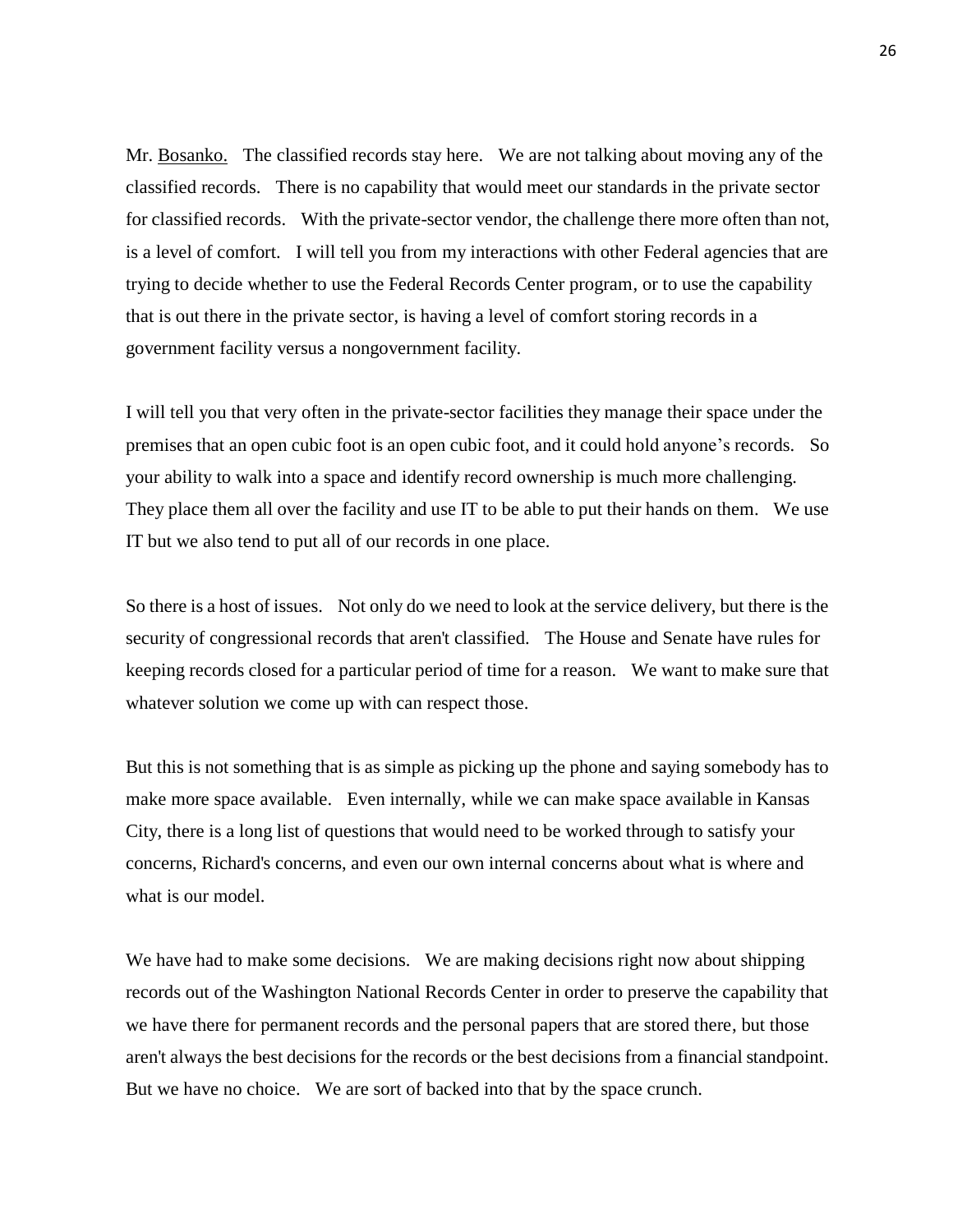Mr. Bosanko. The classified records stay here. We are not talking about moving any of the classified records. There is no capability that would meet our standards in the private sector for classified records. With the private-sector vendor, the challenge there more often than not, is a level of comfort. I will tell you from my interactions with other Federal agencies that are trying to decide whether to use the Federal Records Center program, or to use the capability that is out there in the private sector, is having a level of comfort storing records in a government facility versus a nongovernment facility.

I will tell you that very often in the private-sector facilities they manage their space under the premises that an open cubic foot is an open cubic foot, and it could hold anyone's records. So your ability to walk into a space and identify record ownership is much more challenging. They place them all over the facility and use IT to be able to put their hands on them. We use IT but we also tend to put all of our records in one place.

So there is a host of issues. Not only do we need to look at the service delivery, but there is the security of congressional records that aren't classified. The House and Senate have rules for keeping records closed for a particular period of time for a reason. We want to make sure that whatever solution we come up with can respect those.

But this is not something that is as simple as picking up the phone and saying somebody has to make more space available. Even internally, while we can make space available in Kansas City, there is a long list of questions that would need to be worked through to satisfy your concerns, Richard's concerns, and even our own internal concerns about what is where and what is our model.

We have had to make some decisions. We are making decisions right now about shipping records out of the Washington National Records Center in order to preserve the capability that we have there for permanent records and the personal papers that are stored there, but those aren't always the best decisions for the records or the best decisions from a financial standpoint. But we have no choice. We are sort of backed into that by the space crunch.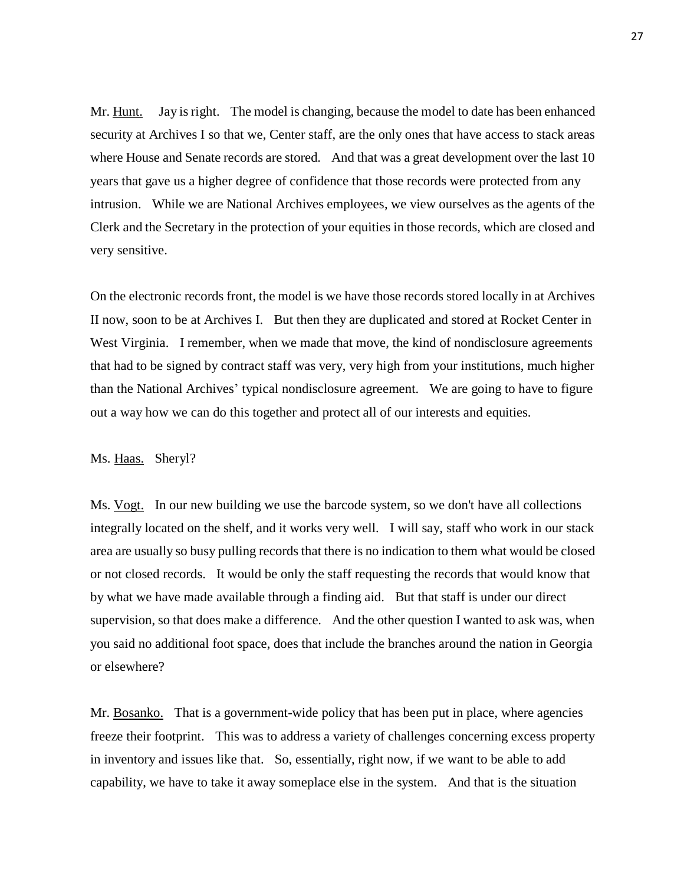Mr. Hunt. Jay is right. The model is changing, because the model to date has been enhanced security at Archives I so that we, Center staff, are the only ones that have access to stack areas where House and Senate records are stored. And that was a great development over the last 10 years that gave us a higher degree of confidence that those records were protected from any intrusion. While we are National Archives employees, we view ourselves as the agents of the Clerk and the Secretary in the protection of your equities in those records, which are closed and very sensitive.

On the electronic records front, the model is we have those records stored locally in at Archives II now, soon to be at Archives I. But then they are duplicated and stored at Rocket Center in West Virginia. I remember, when we made that move, the kind of nondisclosure agreements that had to be signed by contract staff was very, very high from your institutions, much higher than the National Archives' typical nondisclosure agreement. We are going to have to figure out a way how we can do this together and protect all of our interests and equities.

Ms. Haas. Sheryl?

Ms. Vogt. In our new building we use the barcode system, so we don't have all collections integrally located on the shelf, and it works very well. I will say, staff who work in our stack area are usually so busy pulling records that there is no indication to them what would be closed or not closed records. It would be only the staff requesting the records that would know that by what we have made available through a finding aid. But that staff is under our direct supervision, so that does make a difference. And the other question I wanted to ask was, when you said no additional foot space, does that include the branches around the nation in Georgia or elsewhere?

Mr. Bosanko. That is a government-wide policy that has been put in place, where agencies freeze their footprint. This was to address a variety of challenges concerning excess property in inventory and issues like that. So, essentially, right now, if we want to be able to add capability, we have to take it away someplace else in the system. And that is the situation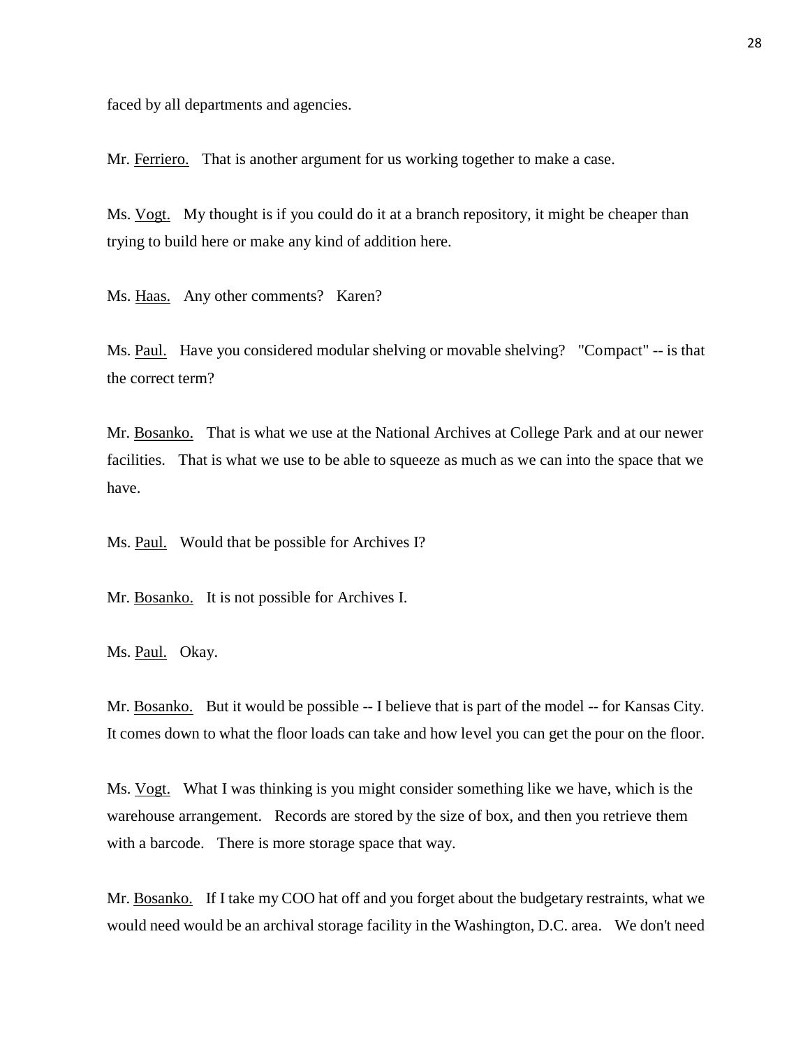faced by all departments and agencies.

Mr. Ferriero. That is another argument for us working together to make a case.

Ms. Vogt. My thought is if you could do it at a branch repository, it might be cheaper than trying to build here or make any kind of addition here.

Ms. Haas. Any other comments? Karen?

Ms. Paul. Have you considered modular shelving or movable shelving? "Compact" -- is that the correct term?

Mr. Bosanko. That is what we use at the National Archives at College Park and at our newer facilities. That is what we use to be able to squeeze as much as we can into the space that we have.

Ms. Paul. Would that be possible for Archives I?

Mr. Bosanko. It is not possible for Archives I.

Ms. Paul. Okay.

Mr. Bosanko. But it would be possible -- I believe that is part of the model -- for Kansas City. It comes down to what the floor loads can take and how level you can get the pour on the floor.

Ms. Vogt. What I was thinking is you might consider something like we have, which is the warehouse arrangement. Records are stored by the size of box, and then you retrieve them with a barcode. There is more storage space that way.

Mr. Bosanko. If I take my COO hat off and you forget about the budgetary restraints, what we would need would be an archival storage facility in the Washington, D.C. area. We don't need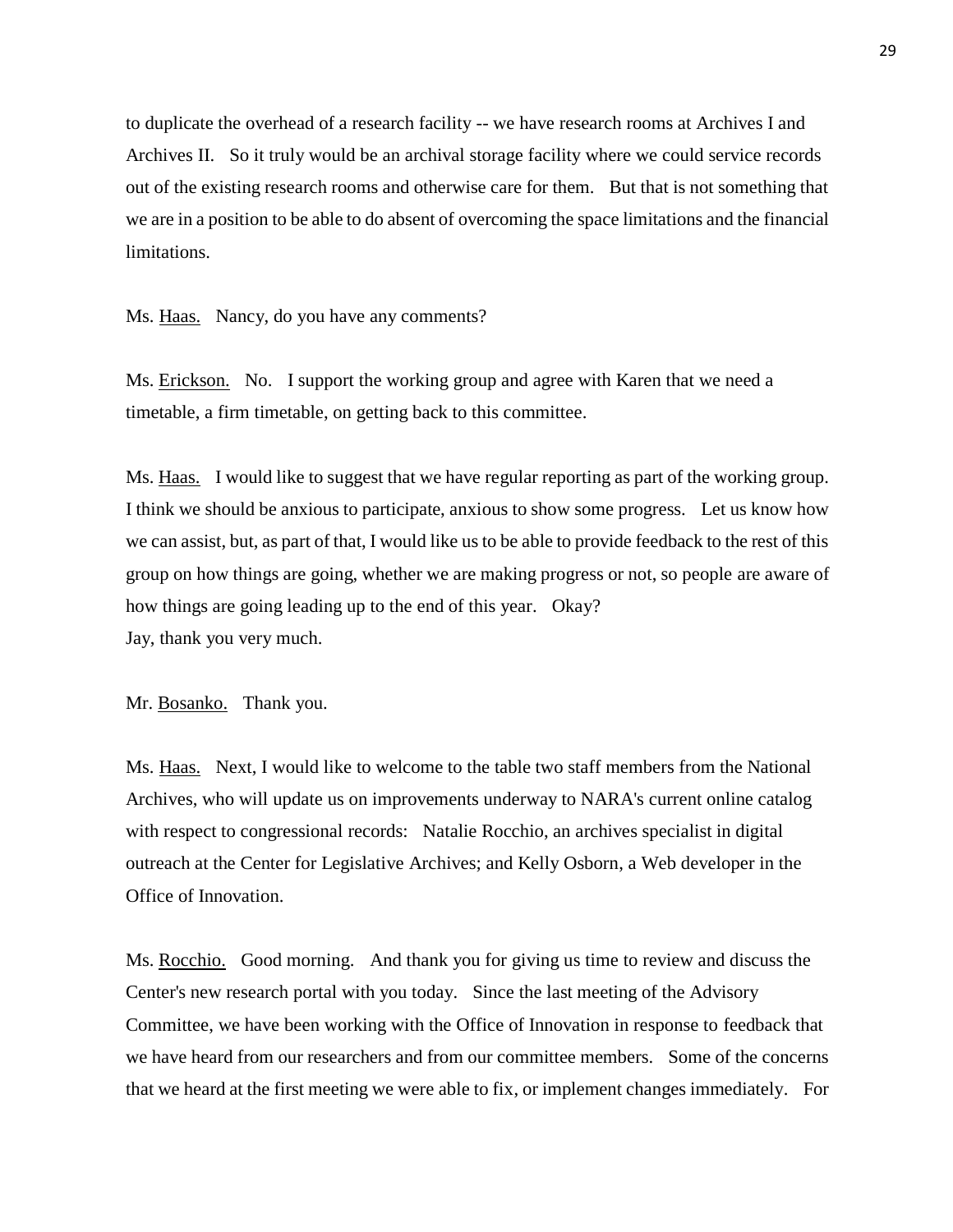to duplicate the overhead of a research facility -- we have research rooms at Archives I and Archives II. So it truly would be an archival storage facility where we could service records out of the existing research rooms and otherwise care for them. But that is not something that we are in a position to be able to do absent of overcoming the space limitations and the financial limitations.

Ms. Haas. Nancy, do you have any comments?

Ms. Erickson. No. I support the working group and agree with Karen that we need a timetable, a firm timetable, on getting back to this committee.

Ms. Haas. I would like to suggest that we have regular reporting as part of the working group. I think we should be anxious to participate, anxious to show some progress. Let us know how we can assist, but, as part of that, I would like us to be able to provide feedback to the rest of this group on how things are going, whether we are making progress or not, so people are aware of how things are going leading up to the end of this year. Okay?
Jay, thank you very much.

Mr. Bosanko. Thank you.

Ms. Haas. Next, I would like to welcome to the table two staff members from the National Archives, who will update us on improvements underway to NARA's current online catalog with respect to congressional records: Natalie Rocchio, an archives specialist in digital outreach at the Center for Legislative Archives; and Kelly Osborn, a Web developer in the Office of Innovation.

Ms. Rocchio. Good morning. And thank you for giving us time to review and discuss the Center's new research portal with you today. Since the last meeting of the Advisory Committee, we have been working with the Office of Innovation in response to feedback that we have heard from our researchers and from our committee members. Some of the concerns that we heard at the first meeting we were able to fix, or implement changes immediately. For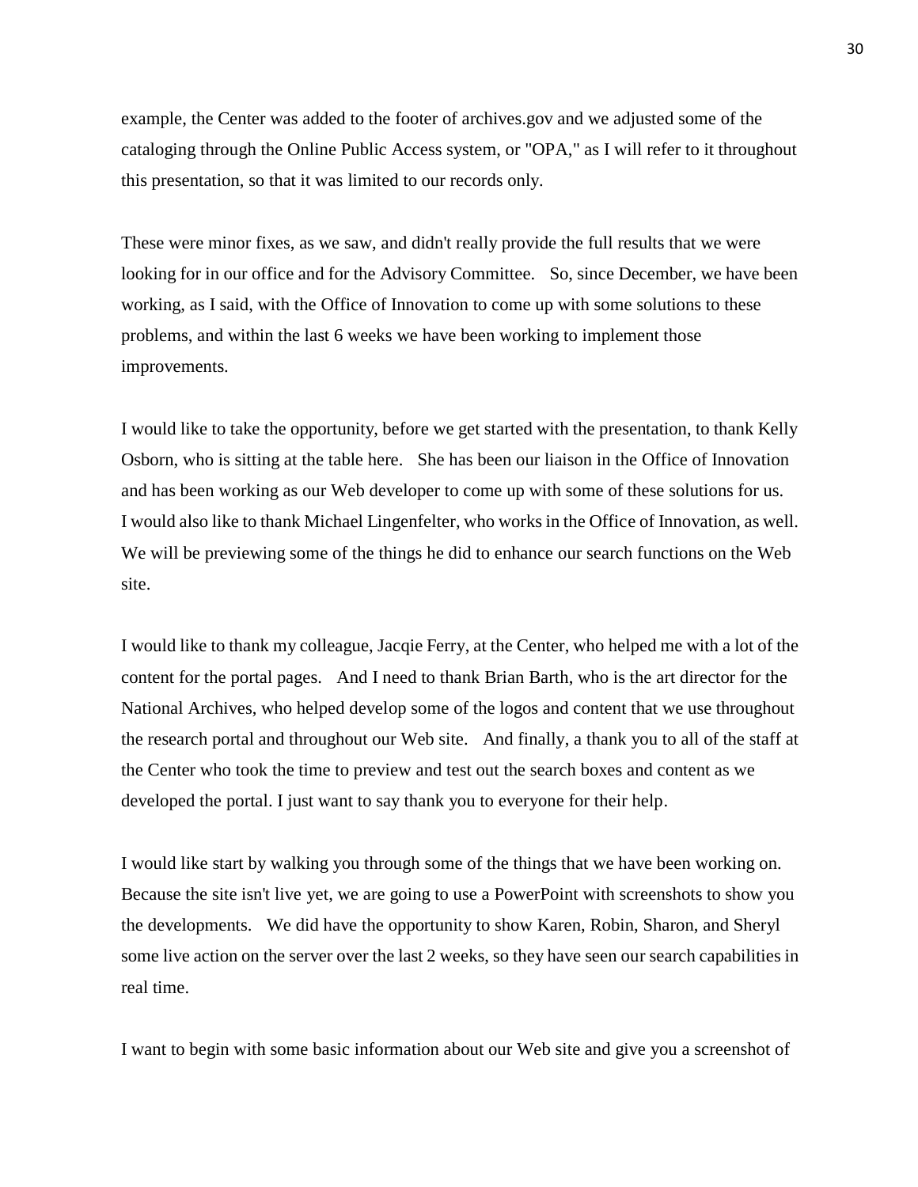example, the Center was added to the footer of archives.gov and we adjusted some of the cataloging through the Online Public Access system, or "OPA," as I will refer to it throughout this presentation, so that it was limited to our records only.

These were minor fixes, as we saw, and didn't really provide the full results that we were looking for in our office and for the Advisory Committee. So, since December, we have been working, as I said, with the Office of Innovation to come up with some solutions to these problems, and within the last 6 weeks we have been working to implement those improvements.

I would like to take the opportunity, before we get started with the presentation, to thank Kelly Osborn, who is sitting at the table here. She has been our liaison in the Office of Innovation and has been working as our Web developer to come up with some of these solutions for us. I would also like to thank Michael Lingenfelter, who works in the Office of Innovation, as well. We will be previewing some of the things he did to enhance our search functions on the Web site.

I would like to thank my colleague, Jacqie Ferry, at the Center, who helped me with a lot of the content for the portal pages. And I need to thank Brian Barth, who is the art director for the National Archives, who helped develop some of the logos and content that we use throughout the research portal and throughout our Web site. And finally, a thank you to all of the staff at the Center who took the time to preview and test out the search boxes and content as we developed the portal. I just want to say thank you to everyone for their help.

I would like start by walking you through some of the things that we have been working on. Because the site isn't live yet, we are going to use a PowerPoint with screenshots to show you the developments. We did have the opportunity to show Karen, Robin, Sharon, and Sheryl some live action on the server over the last 2 weeks, so they have seen our search capabilities in real time.

I want to begin with some basic information about our Web site and give you a screenshot of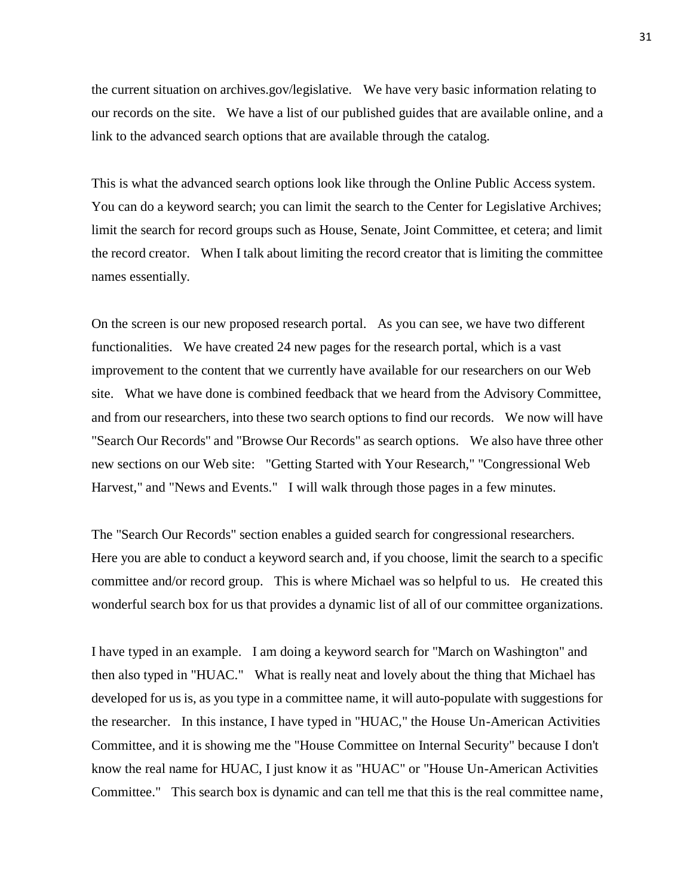the current situation on archives.gov/legislative. We have very basic information relating to our records on the site. We have a list of our published guides that are available online, and a link to the advanced search options that are available through the catalog.

This is what the advanced search options look like through the Online Public Access system. You can do a keyword search; you can limit the search to the Center for Legislative Archives; limit the search for record groups such as House, Senate, Joint Committee, et cetera; and limit the record creator. When I talk about limiting the record creator that is limiting the committee names essentially.

On the screen is our new proposed research portal. As you can see, we have two different functionalities. We have created 24 new pages for the research portal, which is a vast improvement to the content that we currently have available for our researchers on our Web site. What we have done is combined feedback that we heard from the Advisory Committee, and from our researchers, into these two search options to find our records. We now will have "Search Our Records" and "Browse Our Records" as search options. We also have three other new sections on our Web site: "Getting Started with Your Research," "Congressional Web Harvest," and "News and Events." I will walk through those pages in a few minutes.

The "Search Our Records" section enables a guided search for congressional researchers. Here you are able to conduct a keyword search and, if you choose, limit the search to a specific committee and/or record group. This is where Michael was so helpful to us. He created this wonderful search box for us that provides a dynamic list of all of our committee organizations.

I have typed in an example. I am doing a keyword search for "March on Washington" and then also typed in "HUAC." What is really neat and lovely about the thing that Michael has developed for us is, as you type in a committee name, it will auto-populate with suggestions for the researcher. In this instance, I have typed in "HUAC," the House Un-American Activities Committee, and it is showing me the "House Committee on Internal Security" because I don't know the real name for HUAC, I just know it as "HUAC" or "House Un-American Activities Committee." This search box is dynamic and can tell me that this is the real committee name,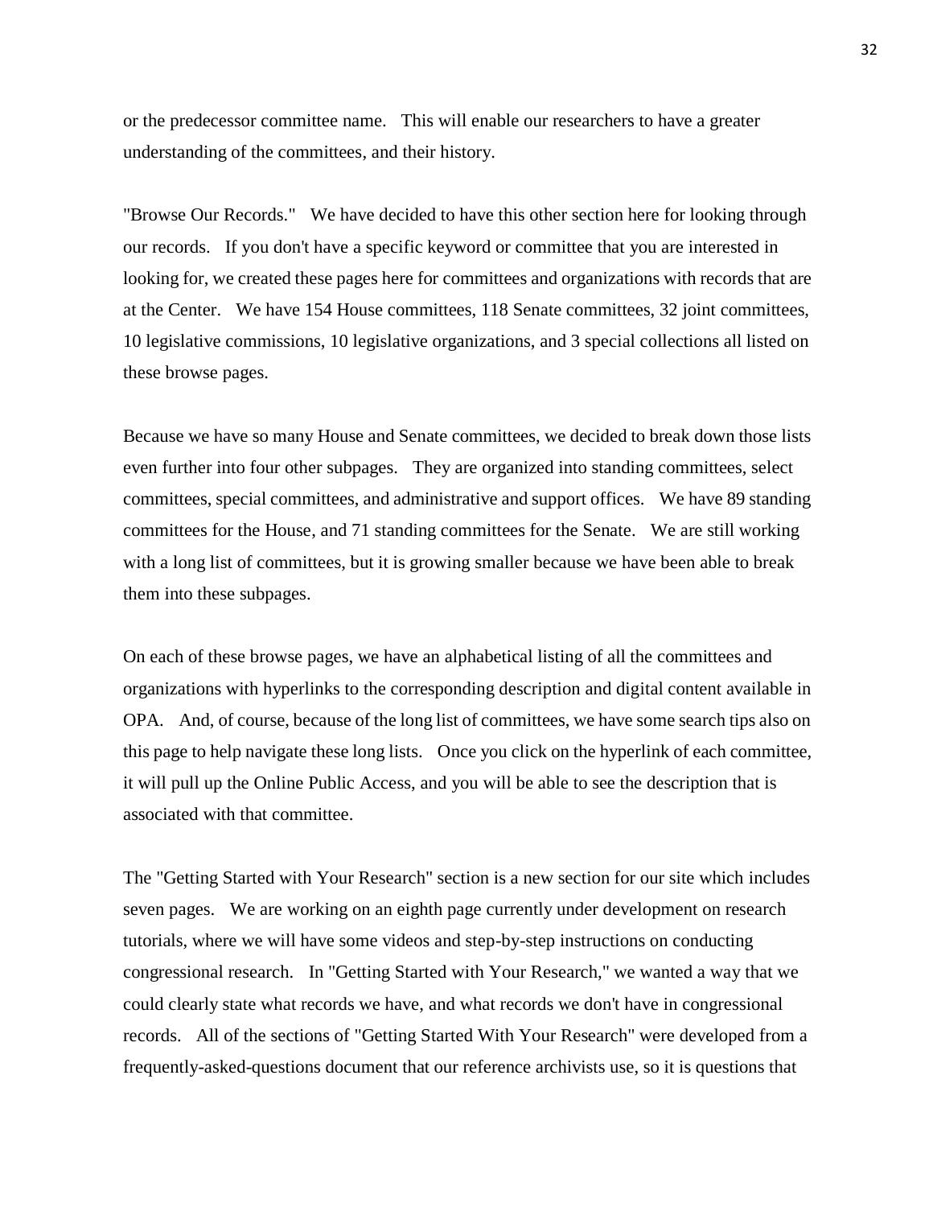or the predecessor committee name. This will enable our researchers to have a greater understanding of the committees, and their history.

"Browse Our Records." We have decided to have this other section here for looking through our records. If you don't have a specific keyword or committee that you are interested in looking for, we created these pages here for committees and organizations with records that are at the Center. We have 154 House committees, 118 Senate committees, 32 joint committees, 10 legislative commissions, 10 legislative organizations, and 3 special collections all listed on these browse pages.

Because we have so many House and Senate committees, we decided to break down those lists even further into four other subpages. They are organized into standing committees, select committees, special committees, and administrative and support offices. We have 89 standing committees for the House, and 71 standing committees for the Senate. We are still working with a long list of committees, but it is growing smaller because we have been able to break them into these subpages.

On each of these browse pages, we have an alphabetical listing of all the committees and organizations with hyperlinks to the corresponding description and digital content available in OPA. And, of course, because of the long list of committees, we have some search tips also on this page to help navigate these long lists. Once you click on the hyperlink of each committee, it will pull up the Online Public Access, and you will be able to see the description that is associated with that committee.

The "Getting Started with Your Research" section is a new section for our site which includes seven pages. We are working on an eighth page currently under development on research tutorials, where we will have some videos and step-by-step instructions on conducting congressional research. In "Getting Started with Your Research," we wanted a way that we could clearly state what records we have, and what records we don't have in congressional records. All of the sections of "Getting Started With Your Research" were developed from a frequently-asked-questions document that our reference archivists use, so it is questions that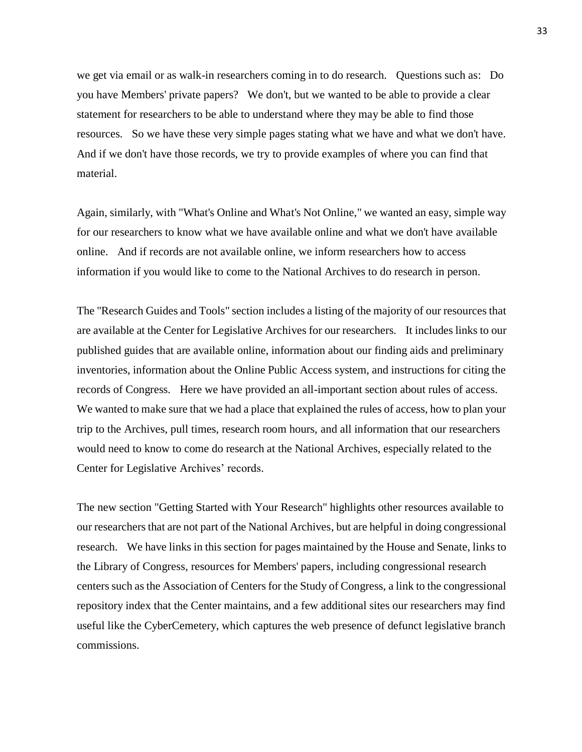we get via email or as walk-in researchers coming in to do research. Questions such as: Do you have Members' private papers? We don't, but we wanted to be able to provide a clear statement for researchers to be able to understand where they may be able to find those resources. So we have these very simple pages stating what we have and what we don't have. And if we don't have those records, we try to provide examples of where you can find that material.

Again, similarly, with "What's Online and What's Not Online," we wanted an easy, simple way for our researchers to know what we have available online and what we don't have available online. And if records are not available online, we inform researchers how to access information if you would like to come to the National Archives to do research in person.

The "Research Guides and Tools" section includes a listing of the majority of our resources that are available at the Center for Legislative Archives for our researchers. It includes links to our published guides that are available online, information about our finding aids and preliminary inventories, information about the Online Public Access system, and instructions for citing the records of Congress. Here we have provided an all-important section about rules of access. We wanted to make sure that we had a place that explained the rules of access, how to plan your trip to the Archives, pull times, research room hours, and all information that our researchers would need to know to come do research at the National Archives, especially related to the Center for Legislative Archives' records.

The new section "Getting Started with Your Research" highlights other resources available to our researchers that are not part of the National Archives, but are helpful in doing congressional research. We have links in this section for pages maintained by the House and Senate, links to the Library of Congress, resources for Members' papers, including congressional research centers such as the Association of Centers for the Study of Congress, a link to the congressional repository index that the Center maintains, and a few additional sites our researchers may find useful like the CyberCemetery, which captures the web presence of defunct legislative branch commissions.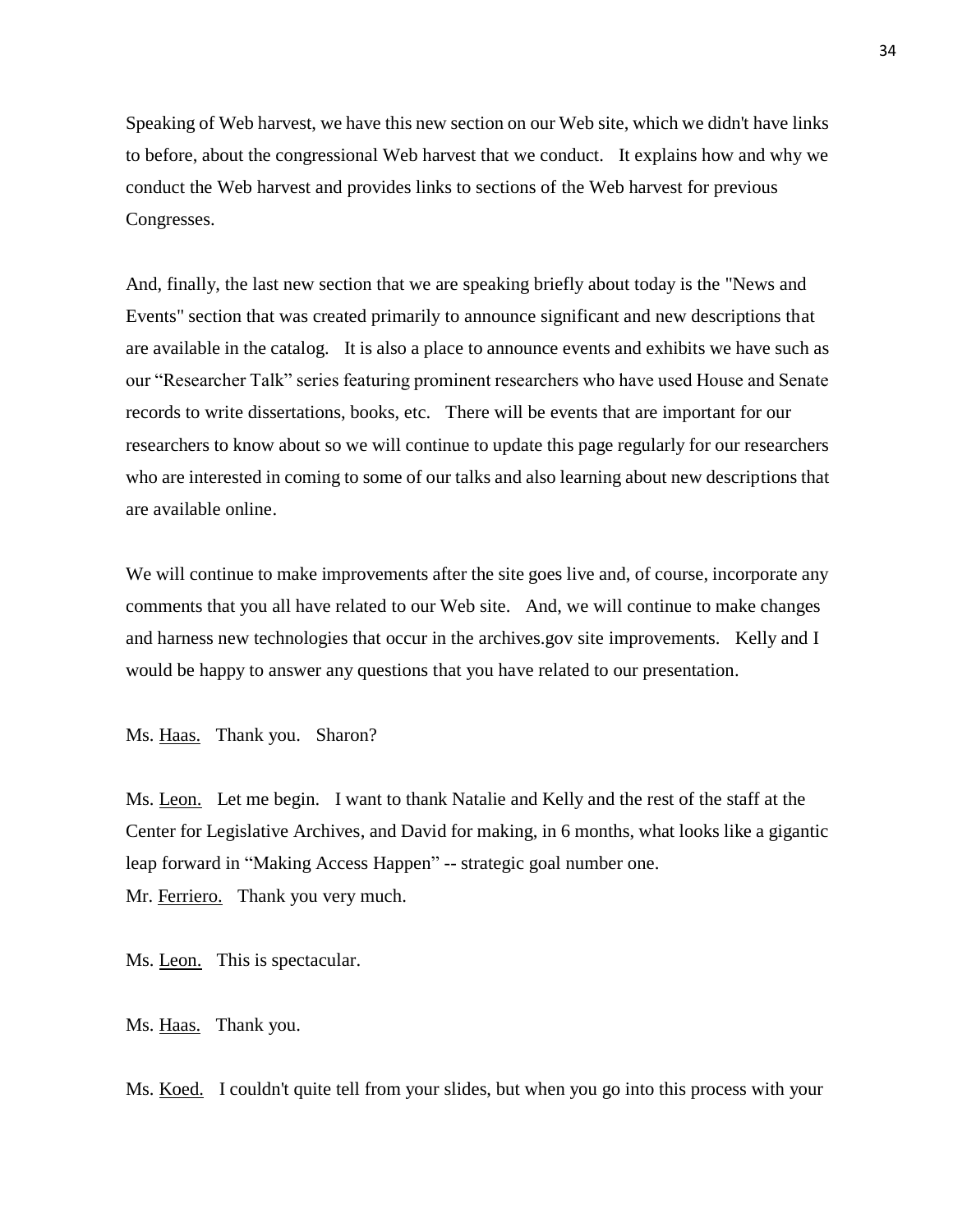Speaking of Web harvest, we have this new section on our Web site, which we didn't have links to before, about the congressional Web harvest that we conduct. It explains how and why we conduct the Web harvest and provides links to sections of the Web harvest for previous Congresses.

And, finally, the last new section that we are speaking briefly about today is the "News and Events" section that was created primarily to announce significant and new descriptions that are available in the catalog. It is also a place to announce events and exhibits we have such as our "Researcher Talk" series featuring prominent researchers who have used House and Senate records to write dissertations, books, etc. There will be events that are important for our researchers to know about so we will continue to update this page regularly for our researchers who are interested in coming to some of our talks and also learning about new descriptions that are available online.

We will continue to make improvements after the site goes live and, of course, incorporate any comments that you all have related to our Web site. And, we will continue to make changes and harness new technologies that occur in the archives.gov site improvements. Kelly and I would be happy to answer any questions that you have related to our presentation.

Ms. Haas. Thank you. Sharon?

Ms. Leon. Let me begin. I want to thank Natalie and Kelly and the rest of the staff at the Center for Legislative Archives, and David for making, in 6 months, what looks like a gigantic leap forward in "Making Access Happen" -- strategic goal number one.

Mr. Ferriero. Thank you very much.

Ms. Leon. This is spectacular.

Ms. Haas. Thank you.

Ms. Koed. I couldn't quite tell from your slides, but when you go into this process with your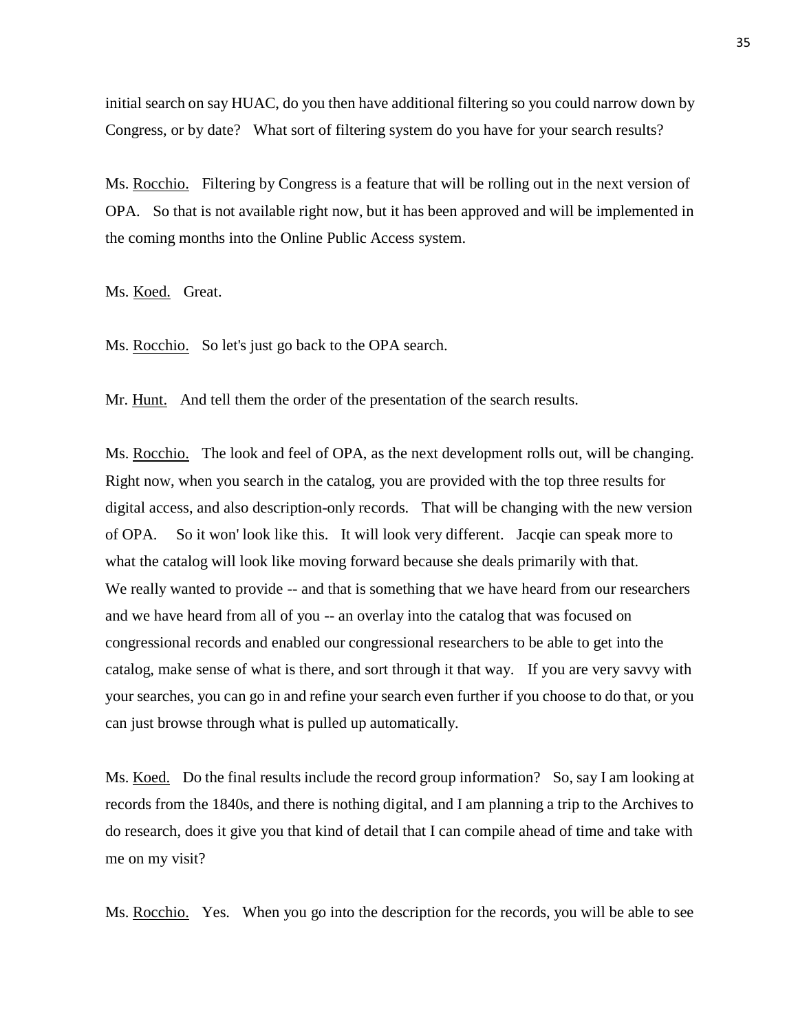initial search on say HUAC, do you then have additional filtering so you could narrow down by Congress, or by date? What sort of filtering system do you have for your search results?

Ms. Rocchio. Filtering by Congress is a feature that will be rolling out in the next version of OPA. So that is not available right now, but it has been approved and will be implemented in the coming months into the Online Public Access system.

Ms. Koed. Great.

Ms. Rocchio. So let's just go back to the OPA search.

Mr. Hunt. And tell them the order of the presentation of the search results.

Ms. Rocchio. The look and feel of OPA, as the next development rolls out, will be changing. Right now, when you search in the catalog, you are provided with the top three results for digital access, and also description-only records. That will be changing with the new version of OPA. So it won' look like this. It will look very different. Jacqie can speak more to what the catalog will look like moving forward because she deals primarily with that. We really wanted to provide -- and that is something that we have heard from our researchers and we have heard from all of you -- an overlay into the catalog that was focused on congressional records and enabled our congressional researchers to be able to get into the catalog, make sense of what is there, and sort through it that way. If you are very savvy with your searches, you can go in and refine your search even further if you choose to do that, or you can just browse through what is pulled up automatically.

Ms. Koed. Do the final results include the record group information? So, say I am looking at records from the 1840s, and there is nothing digital, and I am planning a trip to the Archives to do research, does it give you that kind of detail that I can compile ahead of time and take with me on my visit?

Ms. Rocchio. Yes. When you go into the description for the records, you will be able to see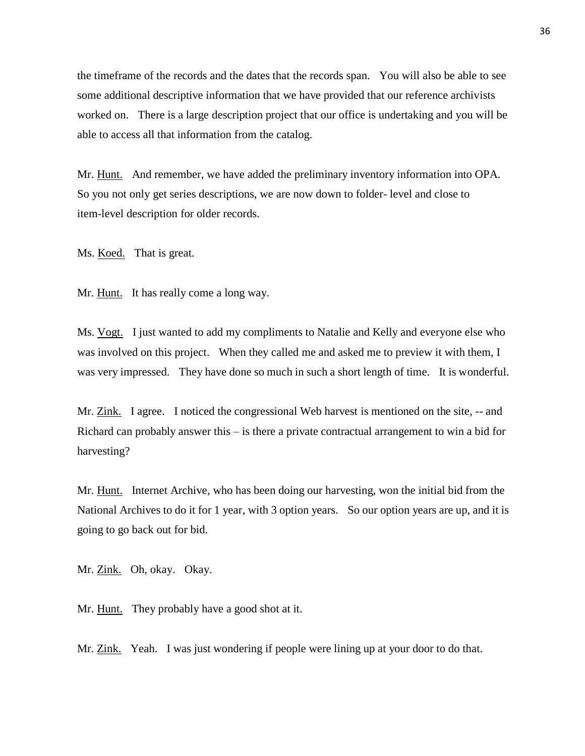the timeframe of the records and the dates that the records span. You will also be able to see some additional descriptive information that we have provided that our reference archivists worked on. There is a large description project that our office is undertaking and you will be able to access all that information from the catalog.

Mr. Hunt. And remember, we have added the preliminary inventory information into OPA. So you not only get series descriptions, we are now down to folder- level and close to item-level description for older records.

Ms. Koed. That is great.

Mr. Hunt. It has really come a long way.

Ms. Vogt. I just wanted to add my compliments to Natalie and Kelly and everyone else who was involved on this project. When they called me and asked me to preview it with them, I was very impressed. They have done so much in such a short length of time. It is wonderful.

Mr. Zink. I agree. I noticed the congressional Web harvest is mentioned on the site, -- and Richard can probably answer this – is there a private contractual arrangement to win a bid for harvesting?

Mr. Hunt. Internet Archive, who has been doing our harvesting, won the initial bid from the National Archives to do it for 1 year, with 3 option years. So our option years are up, and it is going to go back out for bid.

Mr. Zink. Oh, okay. Okay.

Mr. Hunt. They probably have a good shot at it.

Mr. Zink. Yeah. I was just wondering if people were lining up at your door to do that.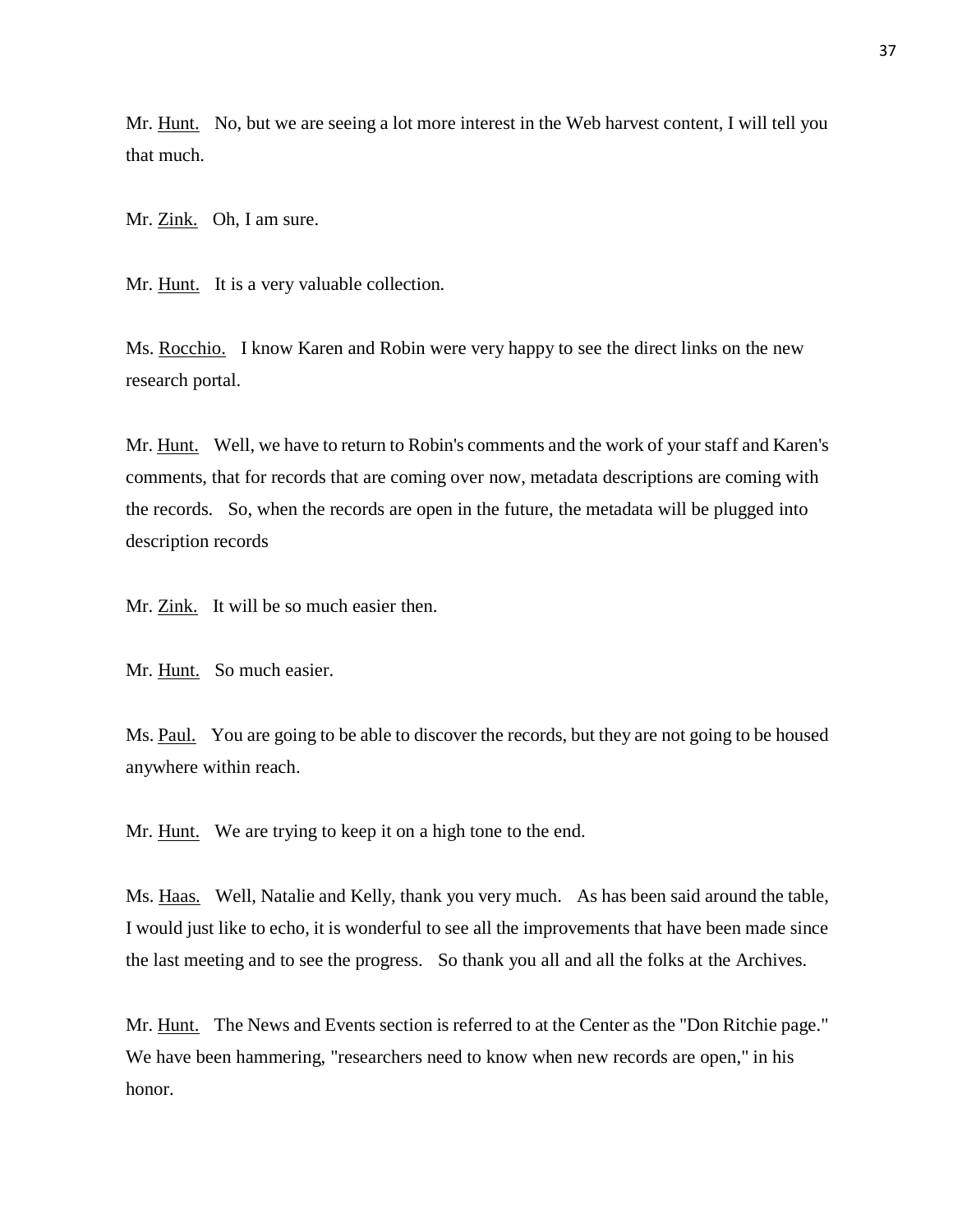Mr. Hunt. No, but we are seeing a lot more interest in the Web harvest content, I will tell you that much.

Mr. Zink. Oh, I am sure.

Mr. Hunt. It is a very valuable collection.

Ms. Rocchio. I know Karen and Robin were very happy to see the direct links on the new research portal.

Mr. Hunt. Well, we have to return to Robin's comments and the work of your staff and Karen's comments, that for records that are coming over now, metadata descriptions are coming with the records. So, when the records are open in the future, the metadata will be plugged into description records

Mr. Zink. It will be so much easier then.

Mr. Hunt. So much easier.

Ms. Paul. You are going to be able to discover the records, but they are not going to be housed anywhere within reach.

Mr. Hunt. We are trying to keep it on a high tone to the end.

Ms. Haas. Well, Natalie and Kelly, thank you very much. As has been said around the table, I would just like to echo, it is wonderful to see all the improvements that have been made since the last meeting and to see the progress. So thank you all and all the folks at the Archives.

Mr. Hunt. The News and Events section is referred to at the Center as the "Don Ritchie page." We have been hammering, "researchers need to know when new records are open," in his honor.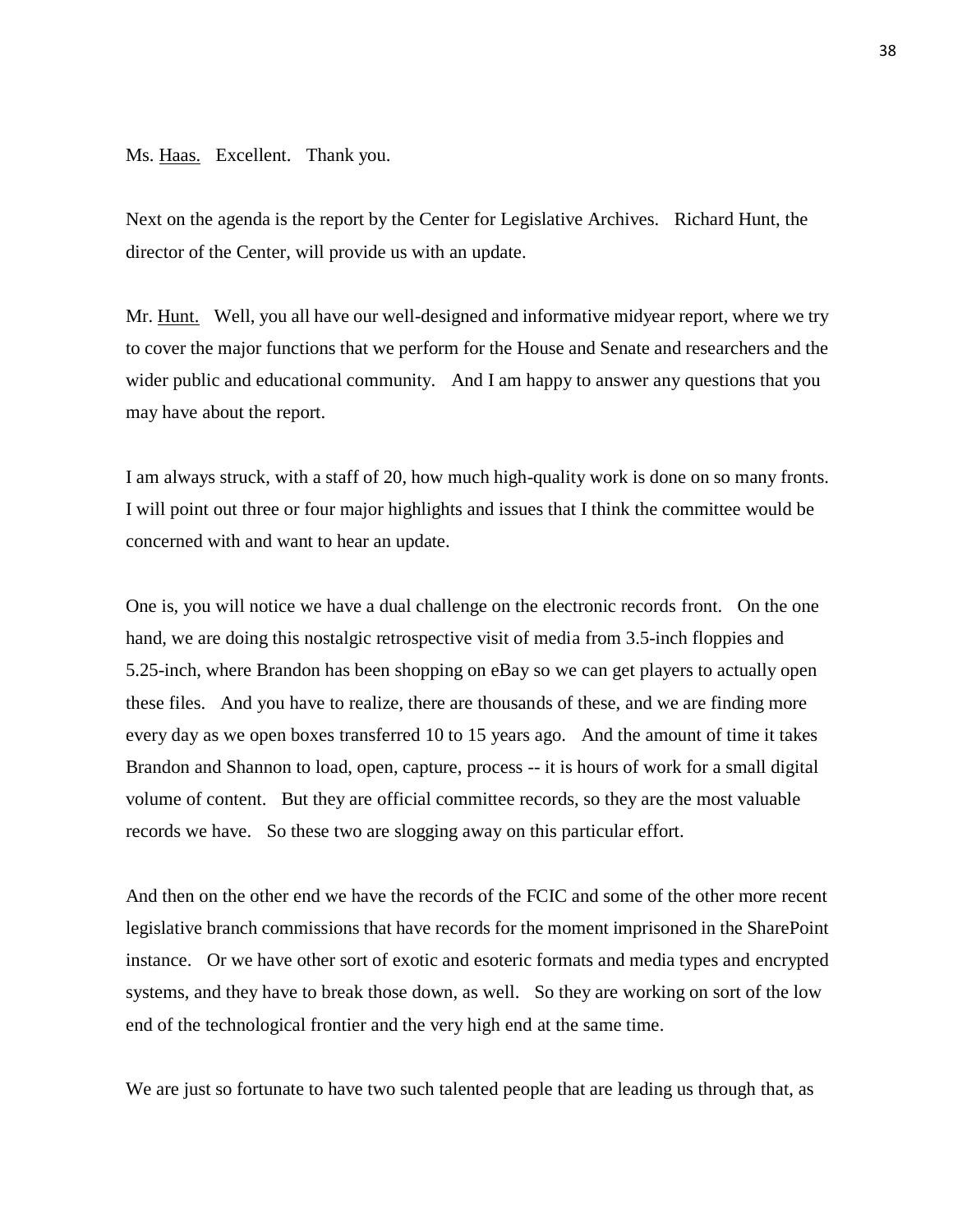Ms. <u>Haas.</u> Excellent. Thank you.

Next on the agenda is the report by the Center for Legislative Archives. Richard Hunt, the director of the Center, will provide us with an update.

Mr. <u>Hunt.</u> Well, you all have our well-designed and informative midyear report, where we try to cover the major functions that we perform for the House and Senate and researchers and the wider public and educational community. And I am happy to answer any questions that you may have about the report.

I am always struck, with a staff of 20, how much high-quality work is done on so many fronts. I will point out three or four major highlights and issues that I think the committee would be concerned with and want to hear an update.

One is, you will notice we have a dual challenge on the electronic records front. On the one hand, we are doing this nostalgic retrospective visit of media from 3.5-inch floppies and 5.25-inch, where Brandon has been shopping on eBay so we can get players to actually open these files. And you have to realize, there are thousands of these, and we are finding more every day as we open boxes transferred 10 to 15 years ago. And the amount of time it takes Brandon and Shannon to load, open, capture, process -- it is hours of work for a small digital volume of content. But they are official committee records, so they are the most valuable records we have. So these two are slogging away on this particular effort.

And then on the other end we have the records of the FCIC and some of the other more recent legislative branch commissions that have records for the moment imprisoned in the SharePoint instance. Or we have other sort of exotic and esoteric formats and media types and encrypted systems, and they have to break those down, as well. So they are working on sort of the low end of the technological frontier and the very high end at the same time.

We are just so fortunate to have two such talented people that are leading us through that, as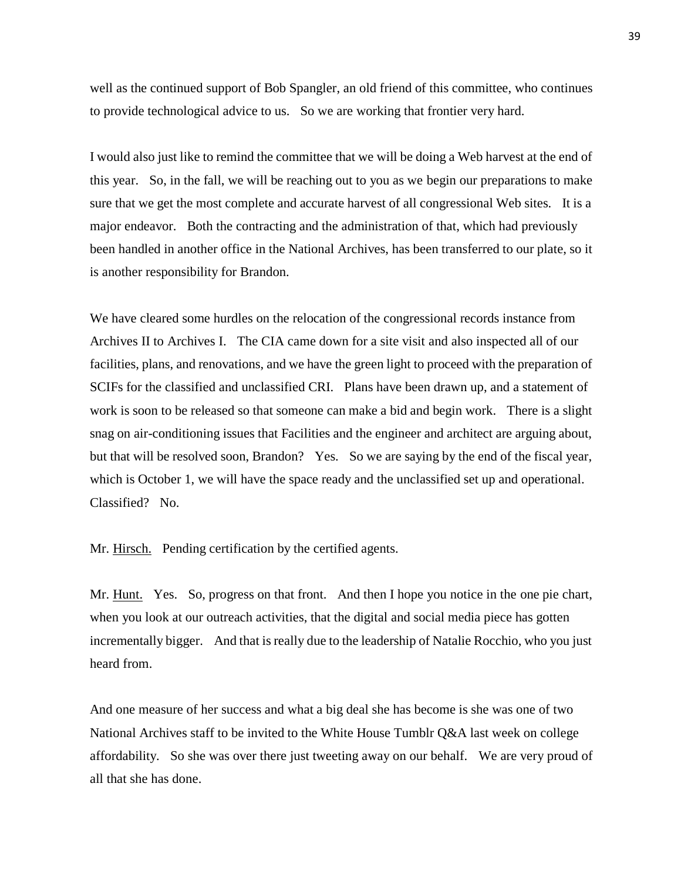well as the continued support of Bob Spangler, an old friend of this committee, who continues to provide technological advice to us. So we are working that frontier very hard.

I would also just like to remind the committee that we will be doing a Web harvest at the end of this year. So, in the fall, we will be reaching out to you as we begin our preparations to make sure that we get the most complete and accurate harvest of all congressional Web sites. It is a major endeavor. Both the contracting and the administration of that, which had previously been handled in another office in the National Archives, has been transferred to our plate, so it is another responsibility for Brandon.

We have cleared some hurdles on the relocation of the congressional records instance from Archives II to Archives I. The CIA came down for a site visit and also inspected all of our facilities, plans, and renovations, and we have the green light to proceed with the preparation of SCIFs for the classified and unclassified CRI. Plans have been drawn up, and a statement of work is soon to be released so that someone can make a bid and begin work. There is a slight snag on air-conditioning issues that Facilities and the engineer and architect are arguing about, but that will be resolved soon, Brandon? Yes. So we are saying by the end of the fiscal year, which is October 1, we will have the space ready and the unclassified set up and operational. Classified? No.

Mr. Hirsch. Pending certification by the certified agents.

Mr. Hunt. Yes. So, progress on that front. And then I hope you notice in the one pie chart, when you look at our outreach activities, that the digital and social media piece has gotten incrementally bigger. And that is really due to the leadership of Natalie Rocchio, who you just heard from.

And one measure of her success and what a big deal she has become is she was one of two National Archives staff to be invited to the White House Tumblr Q&A last week on college affordability. So she was over there just tweeting away on our behalf. We are very proud of all that she has done.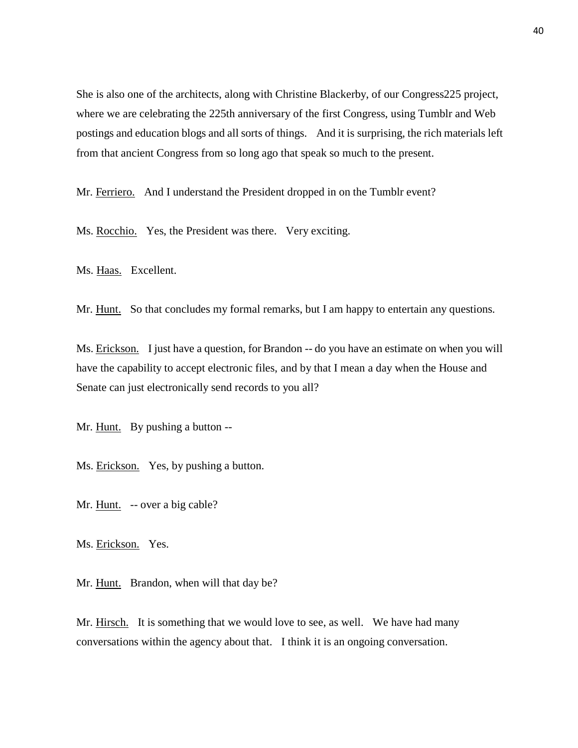She is also one of the architects, along with Christine Blackerby, of our Congress225 project, where we are celebrating the 225th anniversary of the first Congress, using Tumblr and Web postings and education blogs and all sorts of things. And it is surprising, the rich materials left from that ancient Congress from so long ago that speak so much to the present.

Mr. Ferriero. And I understand the President dropped in on the Tumblr event?

Ms. Rocchio. Yes, the President was there. Very exciting.

Ms. Haas. Excellent.

Mr. Hunt. So that concludes my formal remarks, but I am happy to entertain any questions.

Ms. Erickson. I just have a question, for Brandon -- do you have an estimate on when you will have the capability to accept electronic files, and by that I mean a day when the House and Senate can just electronically send records to you all?

Mr. Hunt. By pushing a button --

Ms. Erickson. Yes, by pushing a button.

Mr. Hunt. -- over a big cable?

Ms. Erickson. Yes.

Mr. Hunt. Brandon, when will that day be?

Mr. Hirsch. It is something that we would love to see, as well. We have had many conversations within the agency about that. I think it is an ongoing conversation.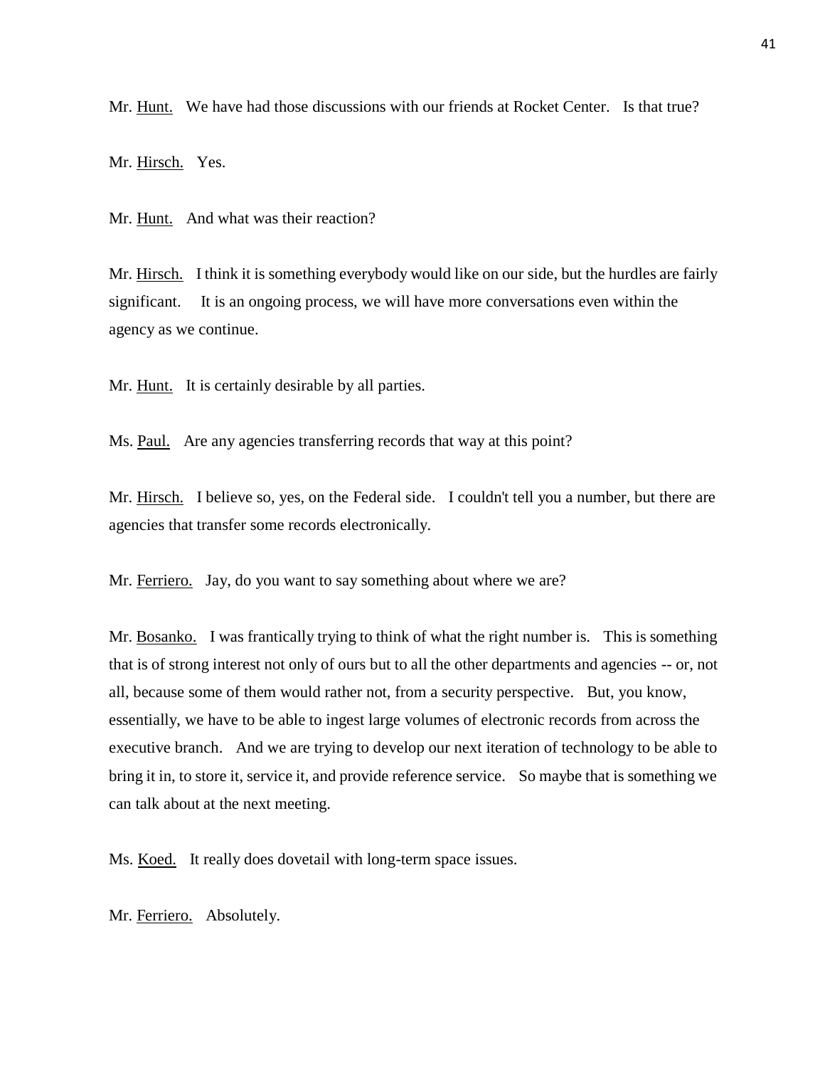Mr. Hunt. We have had those discussions with our friends at Rocket Center. Is that true?

Mr. Hirsch. Yes.

Mr. Hunt. And what was their reaction?

Mr. Hirsch. I think it is something everybody would like on our side, but the hurdles are fairly significant. It is an ongoing process, we will have more conversations even within the agency as we continue.

Mr. Hunt. It is certainly desirable by all parties.

Ms. Paul. Are any agencies transferring records that way at this point?

Mr. Hirsch. I believe so, yes, on the Federal side. I couldn't tell you a number, but there are agencies that transfer some records electronically.

Mr. Ferriero. Jay, do you want to say something about where we are?

Mr. Bosanko. I was frantically trying to think of what the right number is. This is something that is of strong interest not only of ours but to all the other departments and agencies -- or, not all, because some of them would rather not, from a security perspective. But, you know, essentially, we have to be able to ingest large volumes of electronic records from across the executive branch. And we are trying to develop our next iteration of technology to be able to bring it in, to store it, service it, and provide reference service. So maybe that is something we can talk about at the next meeting.

Ms. Koed. It really does dovetail with long-term space issues.

Mr. Ferriero. Absolutely.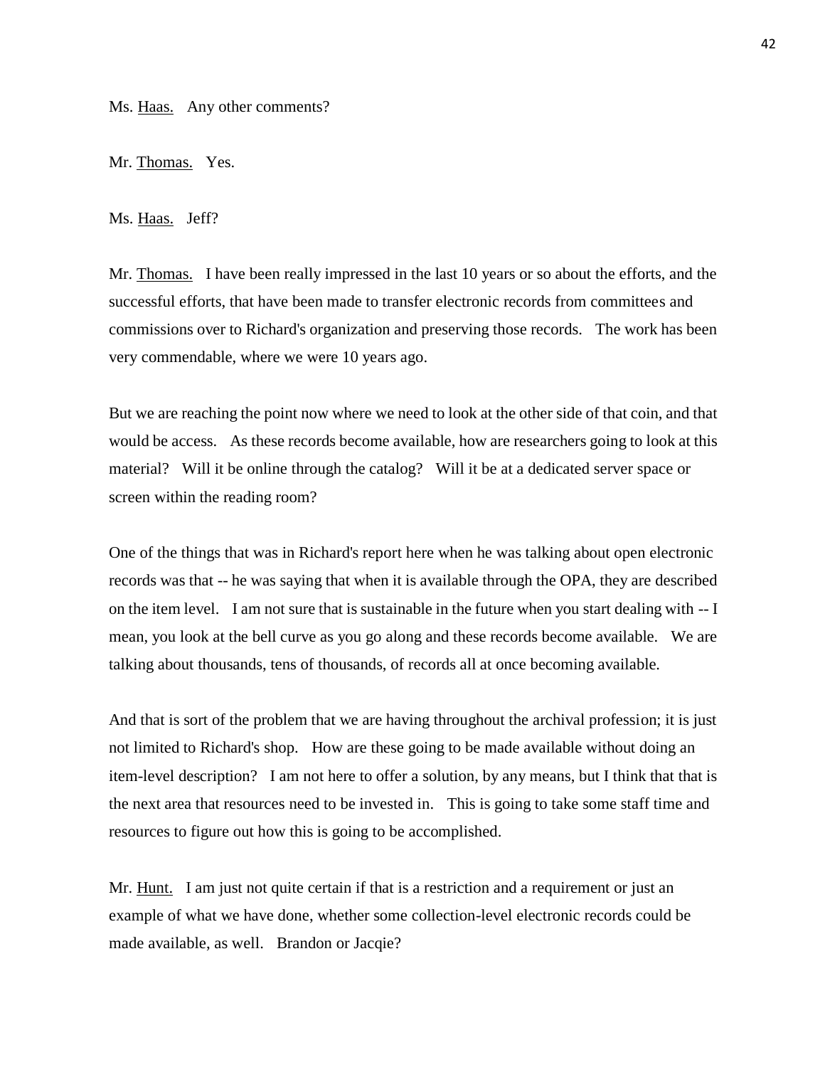Ms. Haas. Any other comments?

Mr. Thomas. Yes.

Ms. Haas. Jeff?

Mr. Thomas. I have been really impressed in the last 10 years or so about the efforts, and the successful efforts, that have been made to transfer electronic records from committees and commissions over to Richard's organization and preserving those records. The work has been very commendable, where we were 10 years ago.

But we are reaching the point now where we need to look at the other side of that coin, and that would be access. As these records become available, how are researchers going to look at this material? Will it be online through the catalog? Will it be at a dedicated server space or screen within the reading room?

One of the things that was in Richard's report here when he was talking about open electronic records was that -- he was saying that when it is available through the OPA, they are described on the item level. I am not sure that is sustainable in the future when you start dealing with -- I mean, you look at the bell curve as you go along and these records become available. We are talking about thousands, tens of thousands, of records all at once becoming available.

And that is sort of the problem that we are having throughout the archival profession; it is just not limited to Richard's shop. How are these going to be made available without doing an item-level description? I am not here to offer a solution, by any means, but I think that that is the next area that resources need to be invested in. This is going to take some staff time and resources to figure out how this is going to be accomplished.

Mr. Hunt. I am just not quite certain if that is a restriction and a requirement or just an example of what we have done, whether some collection-level electronic records could be made available, as well. Brandon or Jacqie?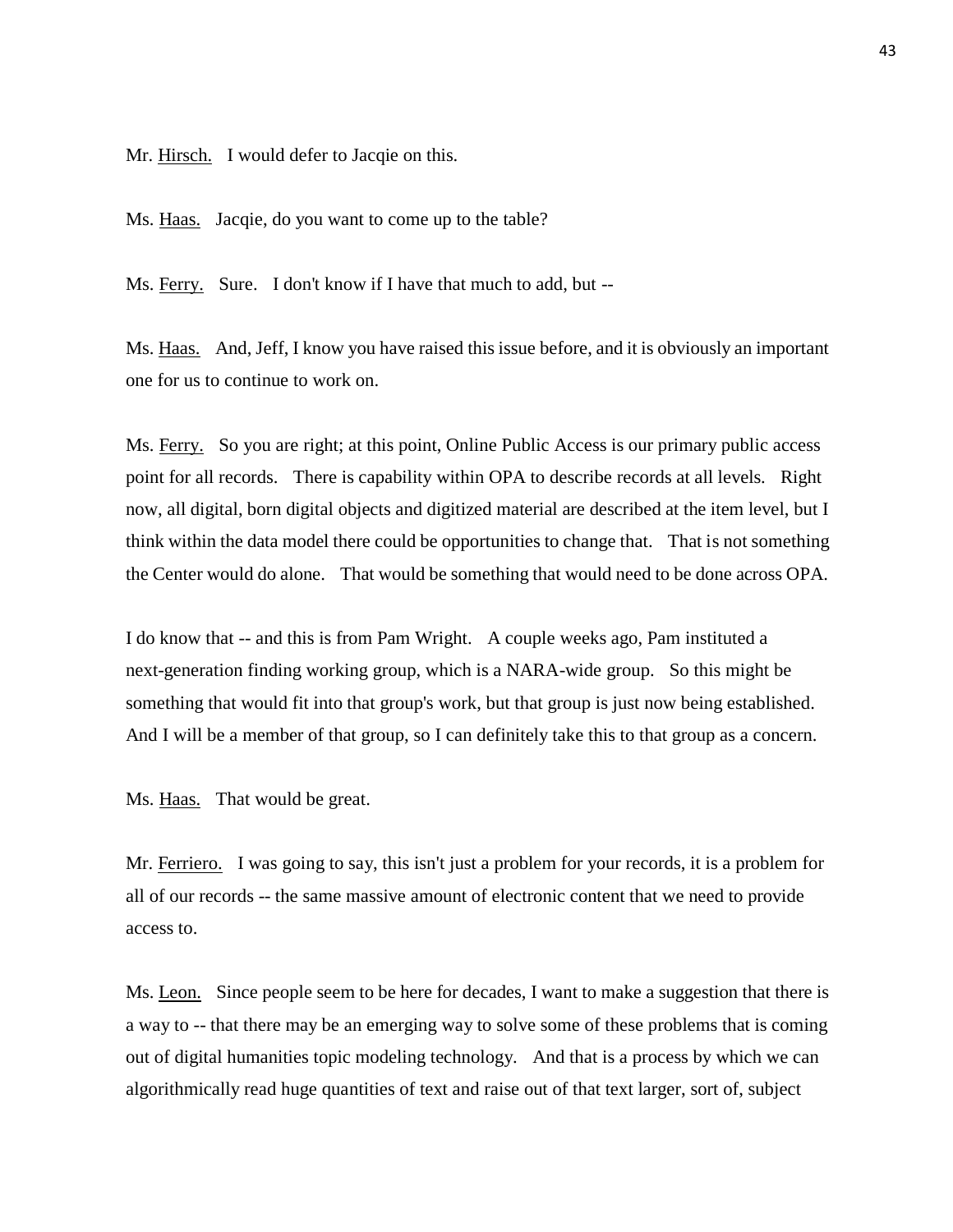Mr. <u>Hirsch.</u> I would defer to Jacqie on this.

Ms. <u>Haas.</u> Jacqie, do you want to come up to the table?

Ms. <u>Ferry.</u> Sure. I don't know if I have that much to add, but --

Ms. <u>Haas.</u> And, Jeff, I know you have raised this issue before, and it is obviously an important one for us to continue to work on.

Ms. <u>Ferry.</u> So you are right; at this point, Online Public Access is our primary public access point for all records. There is capability within OPA to describe records at all levels. Right now, all digital, born digital objects and digitized material are described at the item level, but I think within the data model there could be opportunities to change that. That is not something the Center would do alone. That would be something that would need to be done across OPA.

I do know that -- and this is from Pam Wright. A couple weeks ago, Pam instituted a next-generation finding working group, which is a NARA-wide group. So this might be something that would fit into that group's work, but that group is just now being established. And I will be a member of that group, so I can definitely take this to that group as a concern.

Ms. <u>Haas.</u> That would be great.

Mr. <u>Ferriero.</u> I was going to say, this isn't just a problem for your records, it is a problem for all of our records -- the same massive amount of electronic content that we need to provide access to.

Ms. <u>Leon.</u> Since people seem to be here for decades, I want to make a suggestion that there is a way to -- that there may be an emerging way to solve some of these problems that is coming out of digital humanities topic modeling technology. And that is a process by which we can algorithmically read huge quantities of text and raise out of that text larger, sort of, subject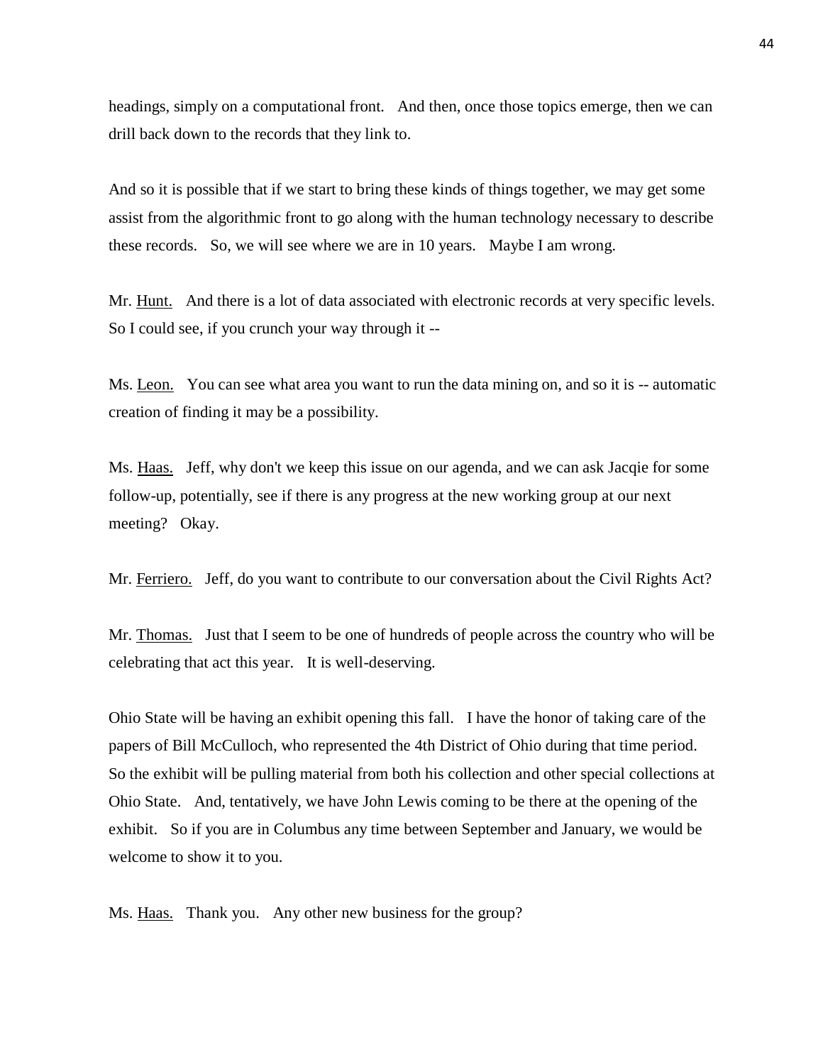headings, simply on a computational front. And then, once those topics emerge, then we can drill back down to the records that they link to.

And so it is possible that if we start to bring these kinds of things together, we may get some assist from the algorithmic front to go along with the human technology necessary to describe these records. So, we will see where we are in 10 years. Maybe I am wrong.

Mr. Hunt. And there is a lot of data associated with electronic records at very specific levels. So I could see, if you crunch your way through it --

Ms. Leon. You can see what area you want to run the data mining on, and so it is -- automatic creation of finding it may be a possibility.

Ms. Haas. Jeff, why don't we keep this issue on our agenda, and we can ask Jacqie for some follow-up, potentially, see if there is any progress at the new working group at our next meeting? Okay.

Mr. Ferriero. Jeff, do you want to contribute to our conversation about the Civil Rights Act?

Mr. Thomas. Just that I seem to be one of hundreds of people across the country who will be celebrating that act this year. It is well-deserving.

Ohio State will be having an exhibit opening this fall. I have the honor of taking care of the papers of Bill McCulloch, who represented the 4th District of Ohio during that time period. So the exhibit will be pulling material from both his collection and other special collections at Ohio State. And, tentatively, we have John Lewis coming to be there at the opening of the exhibit. So if you are in Columbus any time between September and January, we would be welcome to show it to you.

Ms. Haas. Thank you. Any other new business for the group?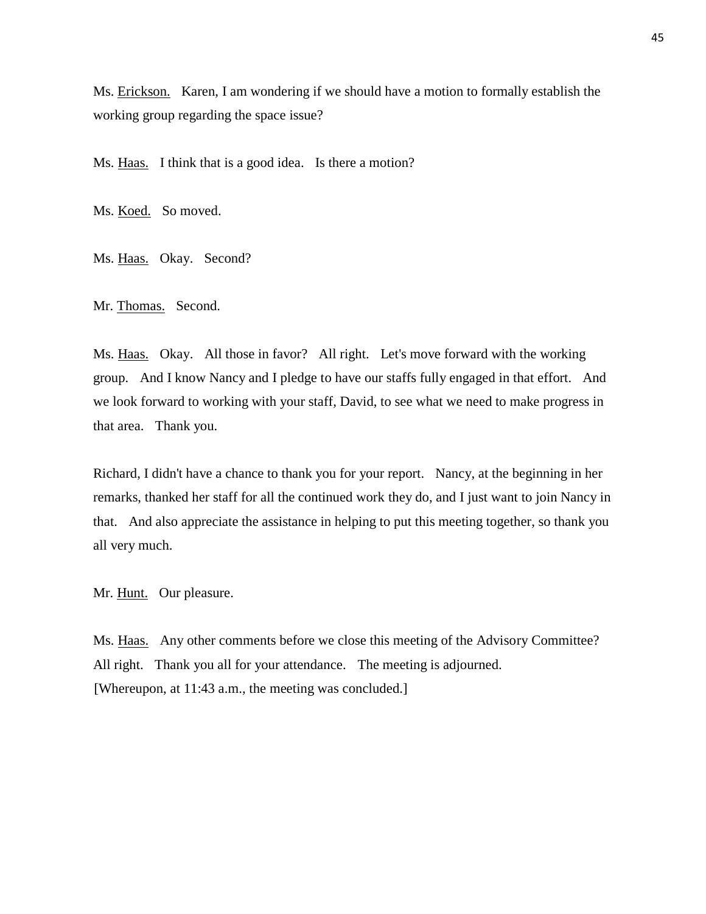Ms. Erickson. Karen, I am wondering if we should have a motion to formally establish the working group regarding the space issue?

Ms. Haas. I think that is a good idea. Is there a motion?

Ms. Koed. So moved.

Ms. Haas. Okay. Second?

Mr. Thomas. Second.

Ms. Haas. Okay. All those in favor? All right. Let's move forward with the working group. And I know Nancy and I pledge to have our staffs fully engaged in that effort. And we look forward to working with your staff, David, to see what we need to make progress in that area. Thank you.

Richard, I didn't have a chance to thank you for your report. Nancy, at the beginning in her remarks, thanked her staff for all the continued work they do, and I just want to join Nancy in that. And also appreciate the assistance in helping to put this meeting together, so thank you all very much.

Mr. Hunt. Our pleasure.

Ms. Haas. Any other comments before we close this meeting of the Advisory Committee? All right. Thank you all for your attendance. The meeting is adjourned.
[Whereupon, at 11:43 a.m., the meeting was concluded.]